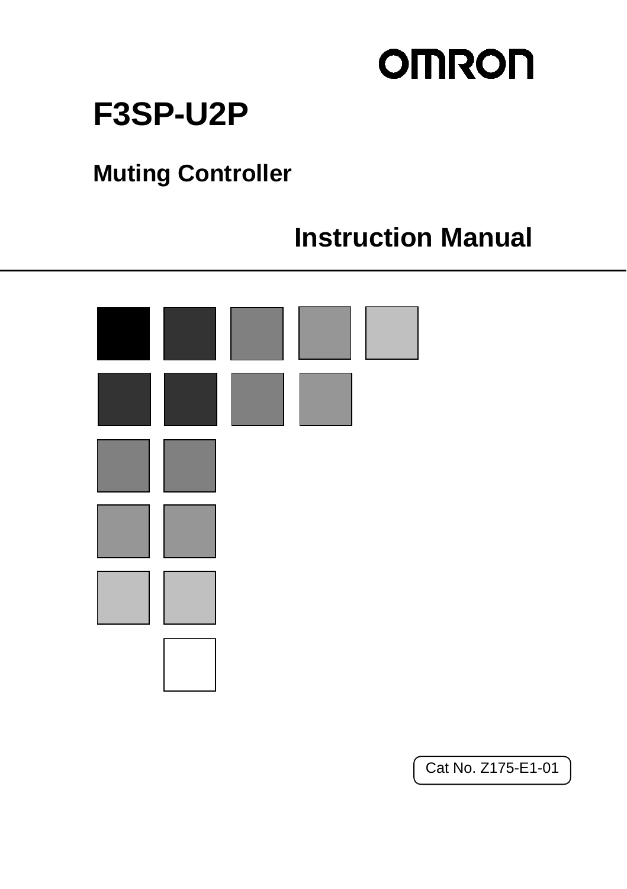OMRON

# F3SP-U2P

## Muting Controller

## Instruction Manual

Cat No. Z175-E1-01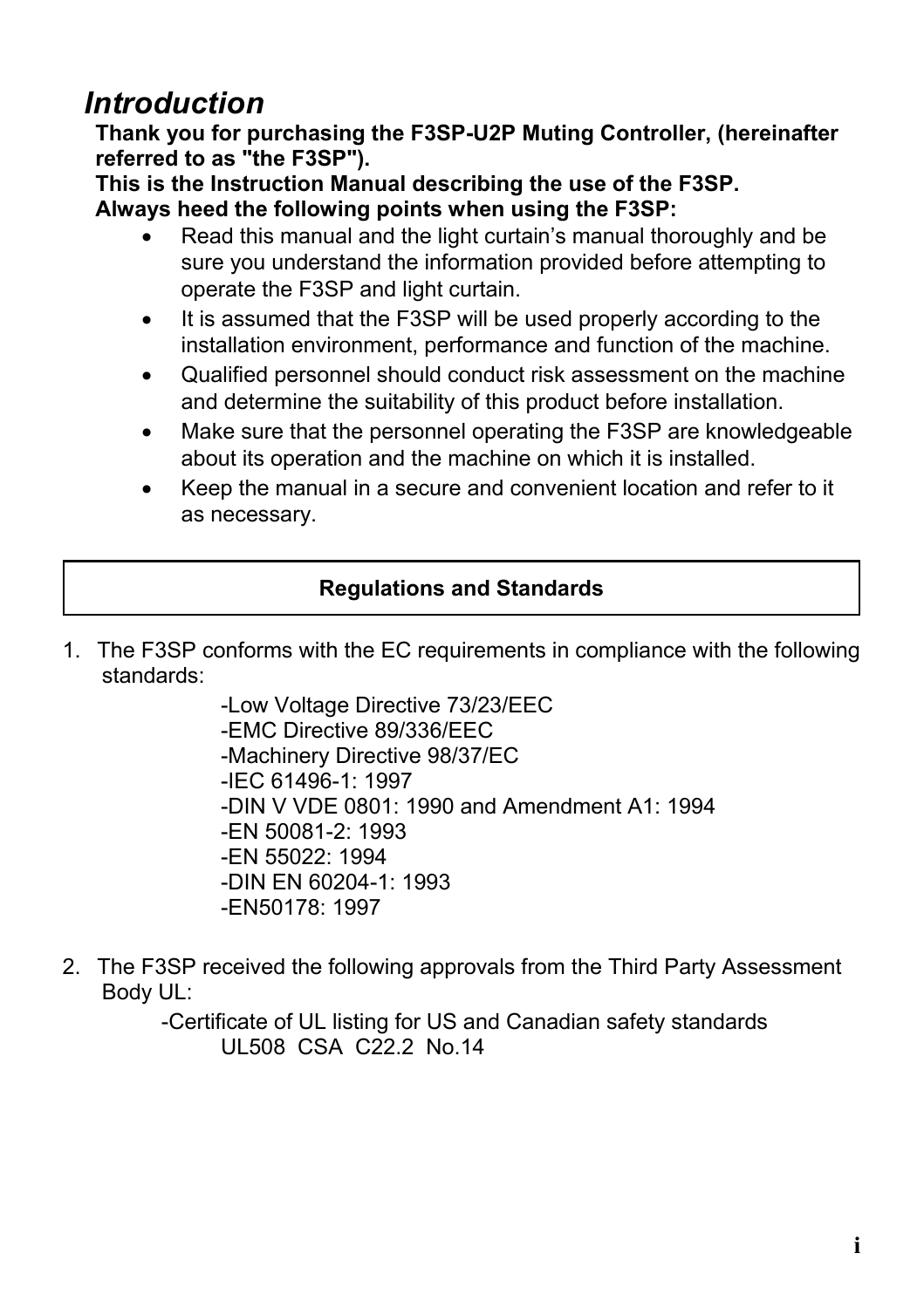# *Introduction*

**Thank you for purchasing the F3SP-U2P Muting Controller, (hereinafter referred to as "the F3SP").**
**This is the Instruction Manual describing the use of the F3SP.**
**Always heed the following points when using the F3SP:**

- Read this manual and the light curtain's manual thoroughly and be sure you understand the information provided before attempting to operate the F3SP and light curtain.
- It is assumed that the F3SP will be used properly according to the installation environment, performance and function of the machine.
- Qualified personnel should conduct risk assessment on the machine and determine the suitability of this product before installation.
- Make sure that the personnel operating the F3SP are knowledgeable about its operation and the machine on which it is installed.
- Keep the manual in a secure and convenient location and refer to it as necessary.

## Regulations and Standards

1. The F3SP conforms with the EC requirements in compliance with the following standards:
   - -Low Voltage Directive 73/23/EEC
   - -EMC Directive 89/336/EEC
   - -Machinery Directive 98/37/EC
   - -IEC 61496-1: 1997
   - -DIN V VDE 0801: 1990 and Amendment A1: 1994
   - -EN 50081-2: 1993
   - -EN 55022: 1994
   - -DIN EN 60204-1: 1993
   - -EN50178: 1997

2. The F3SP received the following approvals from the Third Party Assessment Body UL:
   - -Certificate of UL listing for US and Canadian safety standards
     UL508 CSA C22.2 No.14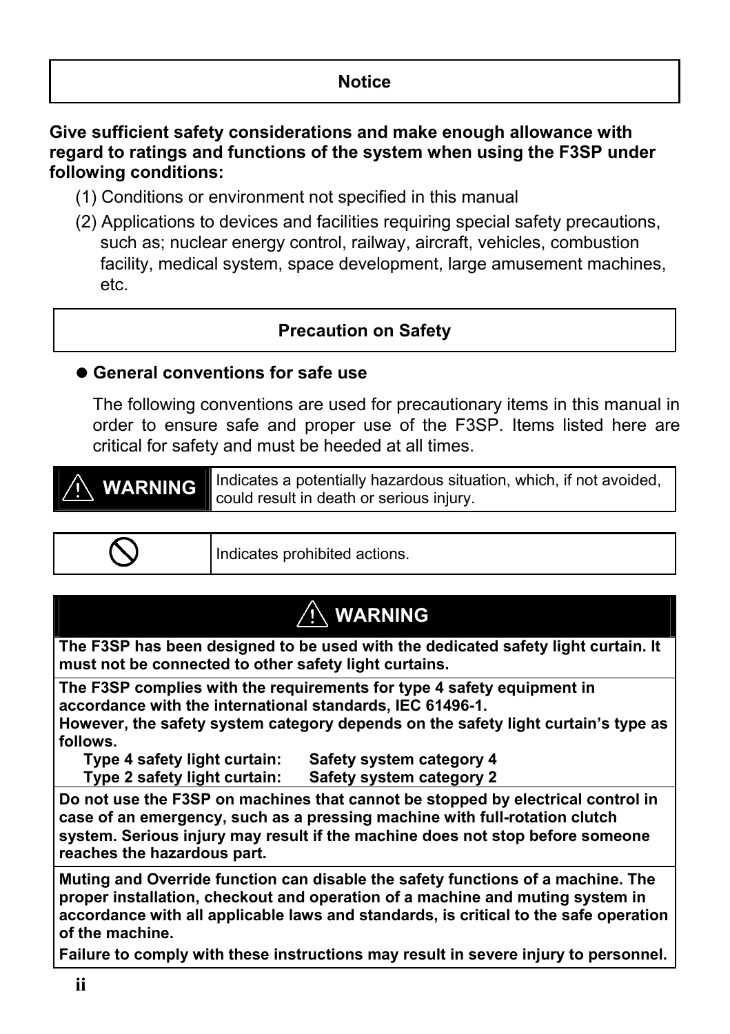## Notice

**Give sufficient safety considerations and make enough allowance with regard to ratings and functions of the system when using the F3SP under following conditions:**

(1) Conditions or environment not specified in this manual

(2) Applications to devices and facilities requiring special safety precautions, such as; nuclear energy control, railway, aircraft, vehicles, combustion facility, medical system, space development, large amusement machines, etc.

## Precaution on Safety

### ● General conventions for safe use

The following conventions are used for precautionary items in this manual in order to ensure safe and proper use of the F3SP. Items listed here are critical for safety and must be heeded at all times.

| ⚠ WARNING | Indicates a potentially hazardous situation, which, if not avoided, could result in death or serious injury. |
|---|---|

| ⃠ | Indicates prohibited actions. |
|---|---|

| ⚠ WARNING |
|---|
| **The F3SP has been designed to be used with the dedicated safety light curtain. It must not be connected to other safety light curtains.** |
| **The F3SP complies with the requirements for type 4 safety equipment in accordance with the international standards, IEC 61496-1.**<br>**However, the safety system category depends on the safety light curtain's type as follows.**<br>**Type 4 safety light curtain: Safety system category 4**<br>**Type 2 safety light curtain: Safety system category 2** |
| **Do not use the F3SP on machines that cannot be stopped by electrical control in case of an emergency, such as a pressing machine with full-rotation clutch system. Serious injury may result if the machine does not stop before someone reaches the hazardous part.** |
| **Muting and Override function can disable the safety functions of a machine. The proper installation, checkout and operation of a machine and muting system in accordance with all applicable laws and standards, is critical to the safe operation of the machine.**<br>**Failure to comply with these instructions may result in severe injury to personnel.** |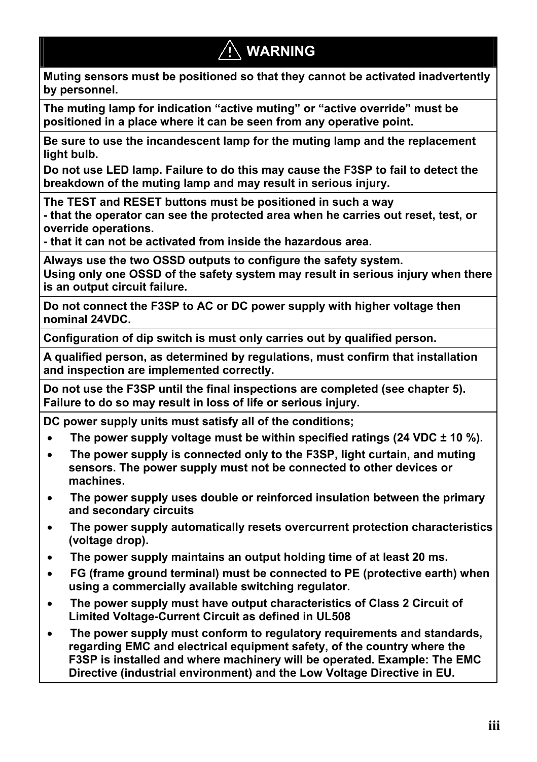## ⚠ WARNING

**Muting sensors must be positioned so that they cannot be activated inadvertently by personnel.**

**The muting lamp for indication “active muting” or “active override” must be positioned in a place where it can be seen from any operative point.**

**Be sure to use the incandescent lamp for the muting lamp and the replacement light bulb.**
**Do not use LED lamp. Failure to do this may cause the F3SP to fail to detect the breakdown of the muting lamp and may result in serious injury.**

**The TEST and RESET buttons must be positioned in such a way**
**- that the operator can see the protected area when he carries out reset, test, or override operations.**
**- that it can not be activated from inside the hazardous area.**

**Always use the two OSSD outputs to configure the safety system.**
**Using only one OSSD of the safety system may result in serious injury when there is an output circuit failure.**

**Do not connect the F3SP to AC or DC power supply with higher voltage then nominal 24VDC.**

**Configuration of dip switch is must only carries out by qualified person.**

**A qualified person, as determined by regulations, must confirm that installation and inspection are implemented correctly.**

**Do not use the F3SP until the final inspections are completed (see chapter 5). Failure to do so may result in loss of life or serious injury.**

**DC power supply units must satisfy all of the conditions;**

- **The power supply voltage must be within specified ratings (24 VDC ± 10 %).**
- **The power supply is connected only to the F3SP, light curtain, and muting sensors. The power supply must not be connected to other devices or machines.**
- **The power supply uses double or reinforced insulation between the primary and secondary circuits**
- **The power supply automatically resets overcurrent protection characteristics (voltage drop).**
- **The power supply maintains an output holding time of at least 20 ms.**
- **FG (frame ground terminal) must be connected to PE (protective earth) when using a commercially available switching regulator.**
- **The power supply must have output characteristics of Class 2 Circuit of Limited Voltage-Current Circuit as defined in UL508**
- **The power supply must conform to regulatory requirements and standards, regarding EMC and electrical equipment safety, of the country where the F3SP is installed and where machinery will be operated. Example: The EMC Directive (industrial environment) and the Low Voltage Directive in EU.**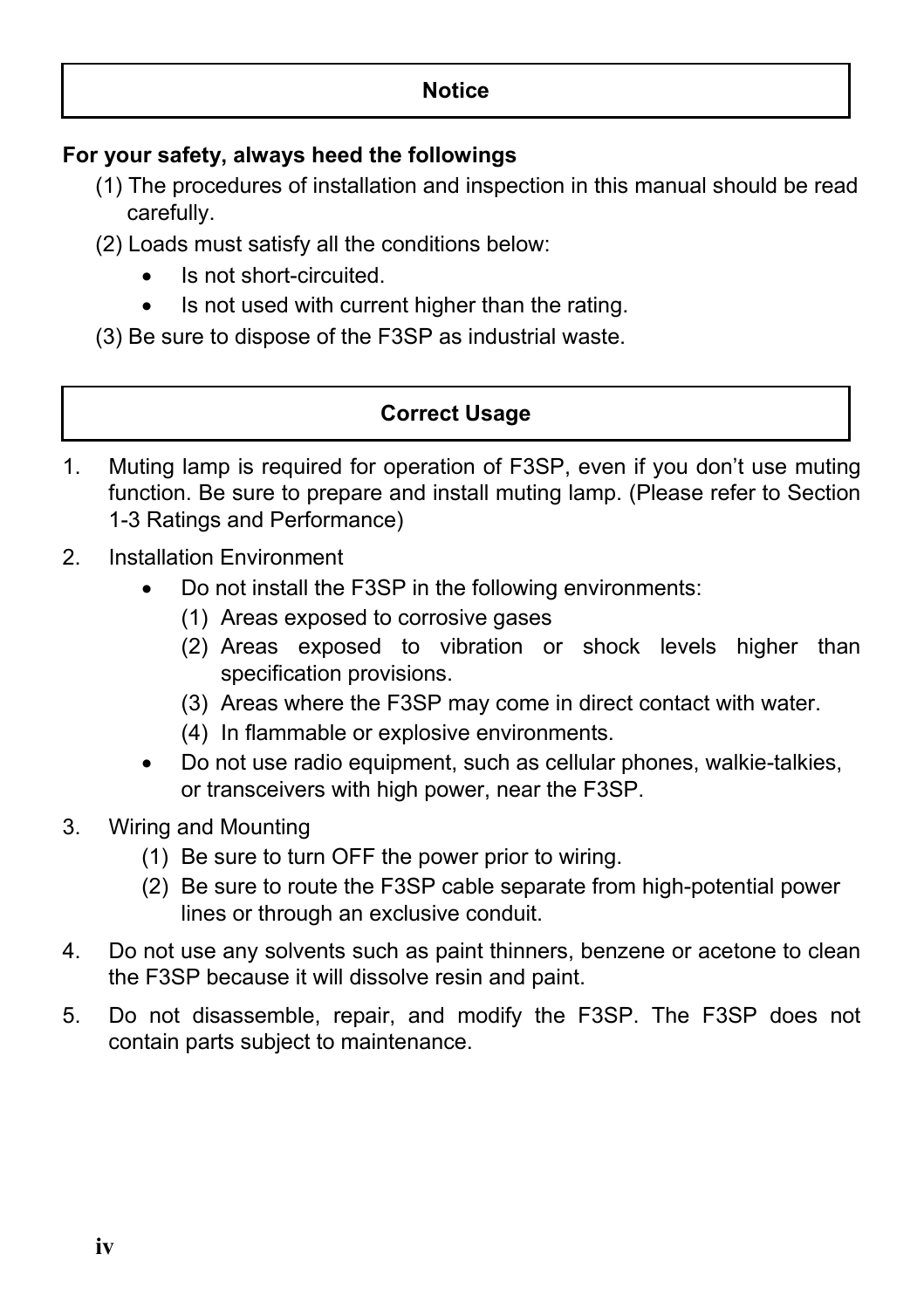## Notice

**For your safety, always heed the followings**

(1) The procedures of installation and inspection in this manual should be read carefully.

(2) Loads must satisfy all the conditions below:

- Is not short-circuited.
- Is not used with current higher than the rating.

(3) Be sure to dispose of the F3SP as industrial waste.

## Correct Usage

1. Muting lamp is required for operation of F3SP, even if you don't use muting function. Be sure to prepare and install muting lamp. (Please refer to Section 1-3 Ratings and Performance)

2. Installation Environment
   - Do not install the F3SP in the following environments:
     (1) Areas exposed to corrosive gases
     (2) Areas exposed to vibration or shock levels higher than specification provisions.
     (3) Areas where the F3SP may come in direct contact with water.
     (4) In flammable or explosive environments.
   - Do not use radio equipment, such as cellular phones, walkie-talkies, or transceivers with high power, near the F3SP.

3. Wiring and Mounting
   (1) Be sure to turn OFF the power prior to wiring.
   (2) Be sure to route the F3SP cable separate from high-potential power lines or through an exclusive conduit.

4. Do not use any solvents such as paint thinners, benzene or acetone to clean the F3SP because it will dissolve resin and paint.

5. Do not disassemble, repair, and modify the F3SP. The F3SP does not contain parts subject to maintenance.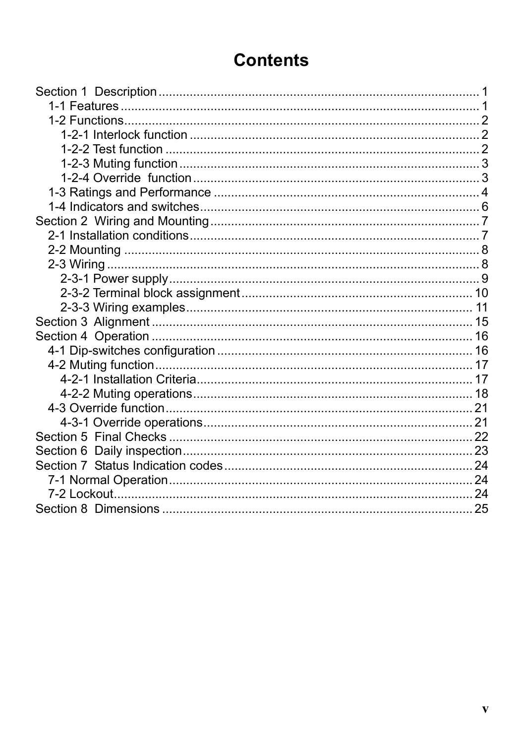# Contents

Section 1 Description ............................................................ 1
- 1-1 Features ............................................................ 1
- 1-2 Functions ............................................................ 2
  - 1-2-1 Interlock function ............................................................ 2
  - 1-2-2 Test function ............................................................ 2
  - 1-2-3 Muting function ............................................................ 3
  - 1-2-4 Override function ............................................................ 3
- 1-3 Ratings and Performance ............................................................ 4
- 1-4 Indicators and switches ............................................................ 6

Section 2 Wiring and Mounting ............................................................ 7
- 2-1 Installation conditions ............................................................ 7
- 2-2 Mounting ............................................................ 8
- 2-3 Wiring ............................................................ 8
  - 2-3-1 Power supply ............................................................ 9
  - 2-3-2 Terminal block assignment ............................................................ 10
  - 2-3-3 Wiring examples ............................................................ 11

Section 3 Alignment ............................................................ 15

Section 4 Operation ............................................................ 16
- 4-1 Dip-switches configuration ............................................................ 16
- 4-2 Muting function ............................................................ 17
  - 4-2-1 Installation Criteria ............................................................ 17
  - 4-2-2 Muting operations ............................................................ 18
- 4-3 Override function ............................................................ 21
  - 4-3-1 Override operations ............................................................ 21

Section 5 Final Checks ............................................................ 22

Section 6 Daily inspection ............................................................ 23

Section 7 Status Indication codes ............................................................ 24
- 7-1 Normal Operation ............................................................ 24
- 7-2 Lockout ............................................................ 24

Section 8 Dimensions ............................................................ 25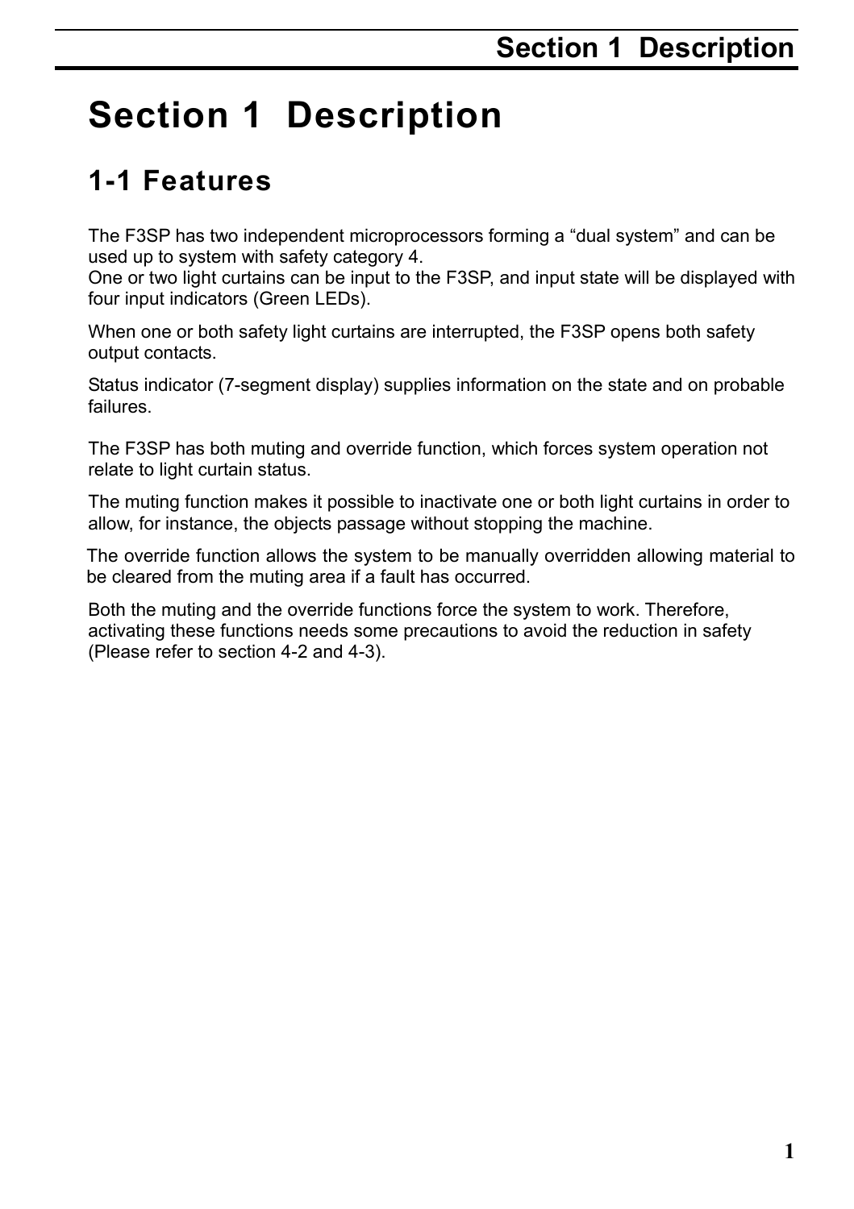# Section 1 Description

## 1-1 Features

The F3SP has two independent microprocessors forming a “dual system” and can be used up to system with safety category 4.
One or two light curtains can be input to the F3SP, and input state will be displayed with four input indicators (Green LEDs).

When one or both safety light curtains are interrupted, the F3SP opens both safety output contacts.

Status indicator (7-segment display) supplies information on the state and on probable failures.

The F3SP has both muting and override function, which forces system operation not relate to light curtain status.

The muting function makes it possible to inactivate one or both light curtains in order to allow, for instance, the objects passage without stopping the machine.

The override function allows the system to be manually overridden allowing material to be cleared from the muting area if a fault has occurred.

Both the muting and the override functions force the system to work. Therefore, activating these functions needs some precautions to avoid the reduction in safety (Please refer to section 4-2 and 4-3).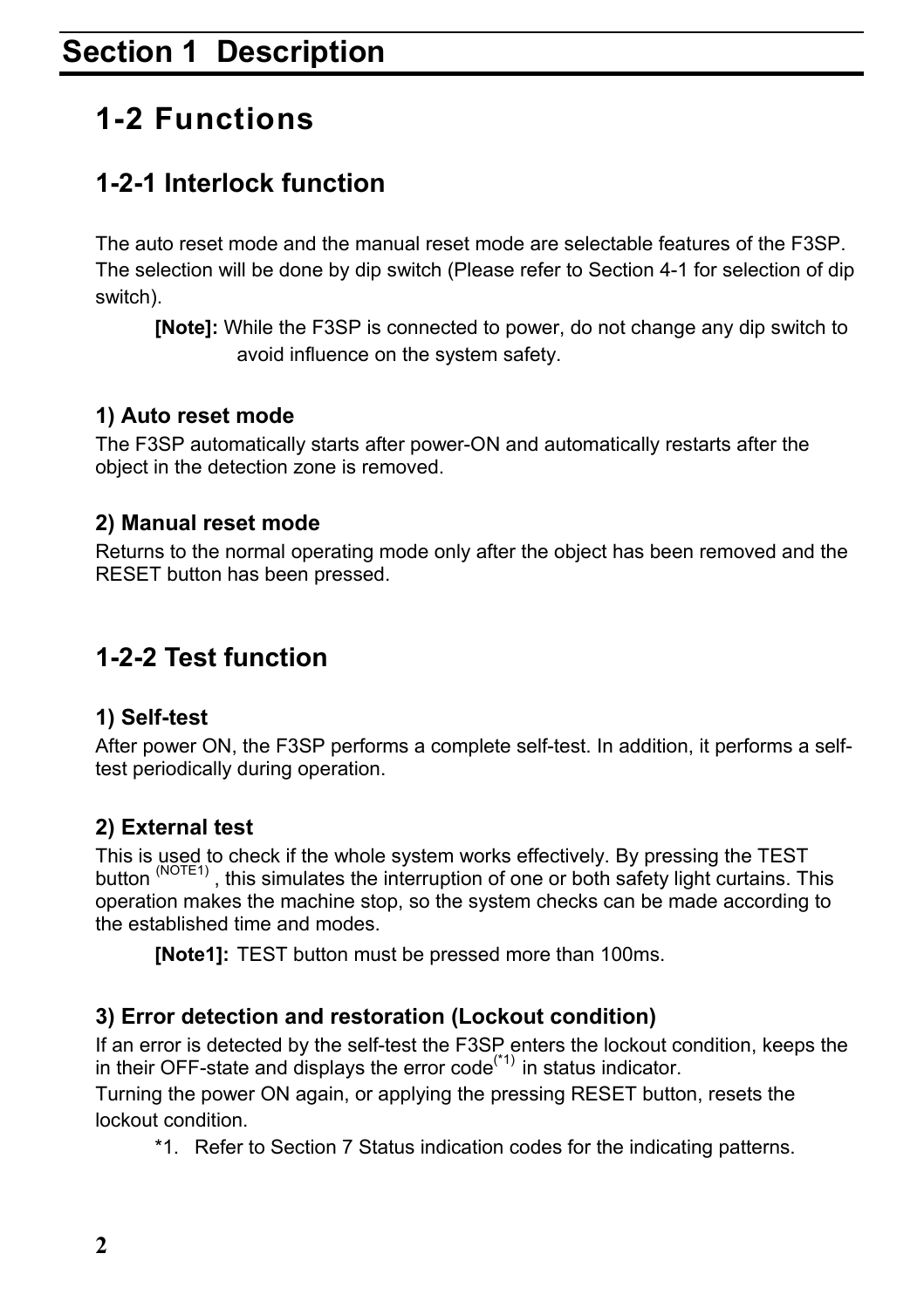# Section 1  Description

## 1-2 Functions

### 1-2-1 Interlock function

The auto reset mode and the manual reset mode are selectable features of the F3SP. The selection will be done by dip switch (Please refer to Section 4-1 for selection of dip switch).

> **[Note]:** While the F3SP is connected to power, do not change any dip switch to avoid influence on the system safety.

#### 1) Auto reset mode

The F3SP automatically starts after power-ON and automatically restarts after the object in the detection zone is removed.

#### 2) Manual reset mode

Returns to the normal operating mode only after the object has been removed and the RESET button has been pressed.

### 1-2-2 Test function

#### 1) Self-test

After power ON, the F3SP performs a complete self-test. In addition, it performs a self-test periodically during operation.

#### 2) External test

This is used to check if the whole system works effectively. By pressing the TEST button (NOTE1) , this simulates the interruption of one or both safety light curtains. This operation makes the machine stop, so the system checks can be made according to the established time and modes.

> **[Note1]:** TEST button must be pressed more than 100ms.

#### 3) Error detection and restoration (Lockout condition)

If an error is detected by the self-test the F3SP enters the lockout condition, keeps the in their OFF-state and displays the error code(*1) in status indicator.

Turning the power ON again, or applying the pressing RESET button, resets the lockout condition.

> *1. Refer to Section 7 Status indication codes for the indicating patterns.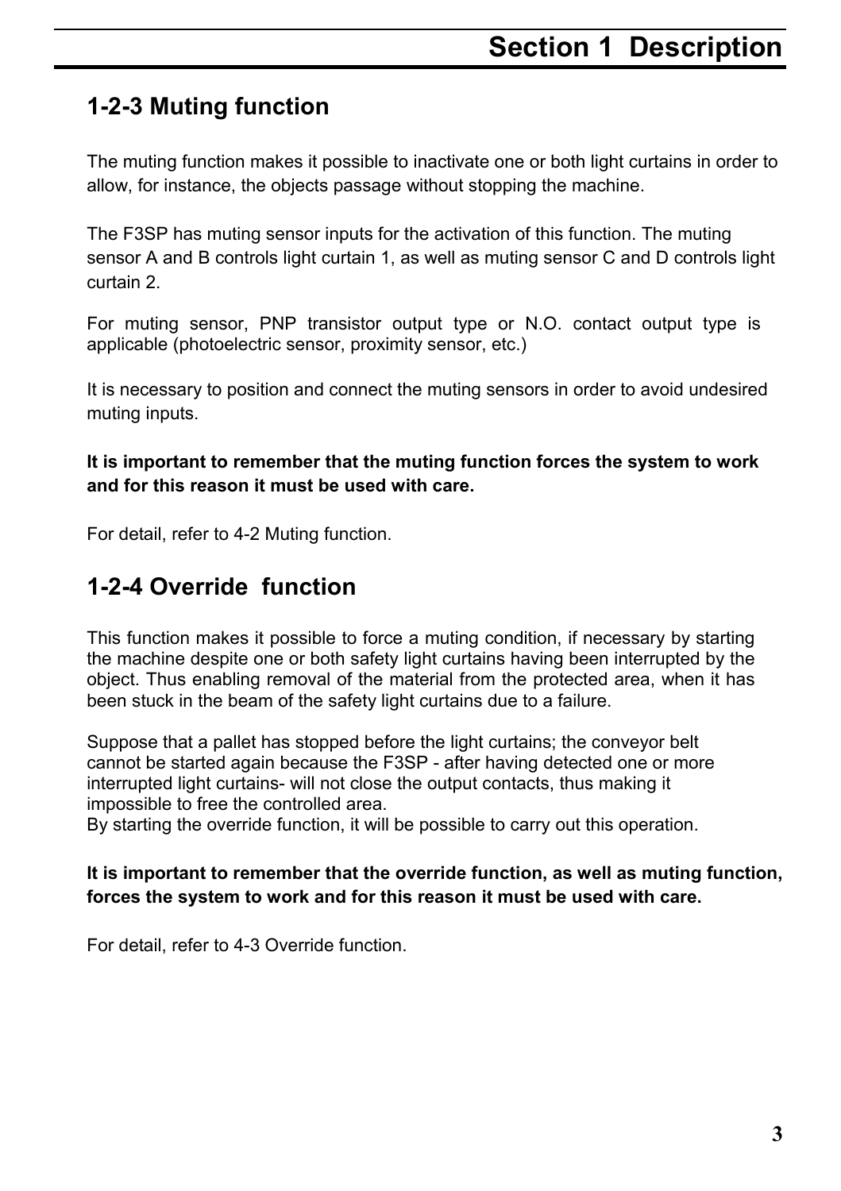## 1-2-3 Muting function

The muting function makes it possible to inactivate one or both light curtains in order to allow, for instance, the objects passage without stopping the machine.

The F3SP has muting sensor inputs for the activation of this function. The muting sensor A and B controls light curtain 1, as well as muting sensor C and D controls light curtain 2.

For muting sensor, PNP transistor output type or N.O. contact output type is applicable (photoelectric sensor, proximity sensor, etc.)

It is necessary to position and connect the muting sensors in order to avoid undesired muting inputs.

**It is important to remember that the muting function forces the system to work and for this reason it must be used with care.**

For detail, refer to 4-2 Muting function.

## 1-2-4 Override function

This function makes it possible to force a muting condition, if necessary by starting the machine despite one or both safety light curtains having been interrupted by the object. Thus enabling removal of the material from the protected area, when it has been stuck in the beam of the safety light curtains due to a failure.

Suppose that a pallet has stopped before the light curtains; the conveyor belt cannot be started again because the F3SP - after having detected one or more interrupted light curtains- will not close the output contacts, thus making it impossible to free the controlled area.
By starting the override function, it will be possible to carry out this operation.

**It is important to remember that the override function, as well as muting function, forces the system to work and for this reason it must be used with care.**

For detail, refer to 4-3 Override function.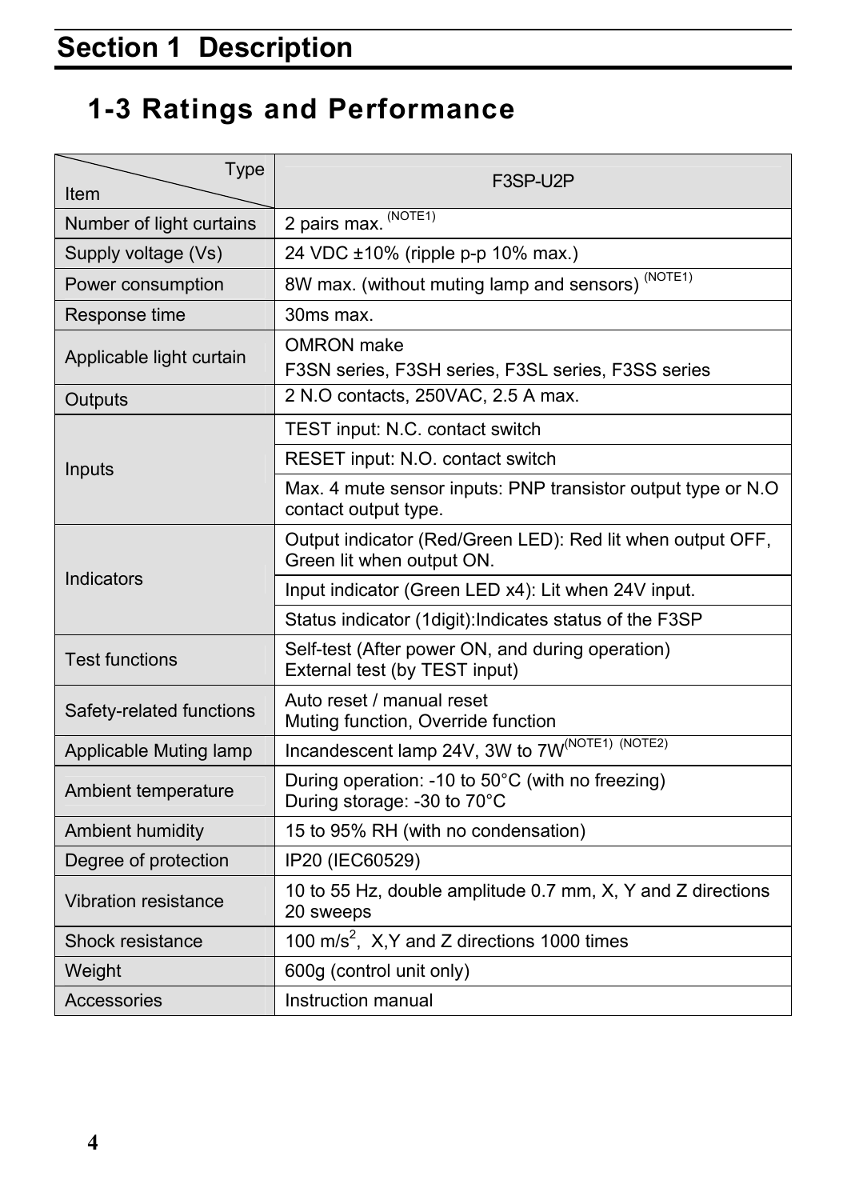# Section 1 Description

## 1-3 Ratings and Performance

| Item \ Type | F3SP-U2P |
|---|---|
| Number of light curtains | 2 pairs max. (NOTE1) |
| Supply voltage (Vs) | 24 VDC ±10% (ripple p-p 10% max.) |
| Power consumption | 8W max. (without muting lamp and sensors) (NOTE1) |
| Response time | 30ms max. |
| Applicable light curtain | OMRON make<br>F3SN series, F3SH series, F3SL series, F3SS series |
| Outputs | 2 N.O contacts, 250VAC, 2.5 A max. |
| Inputs | TEST input: N.C. contact switch |
| | RESET input: N.O. contact switch |
| | Max. 4 mute sensor inputs: PNP transistor output type or N.O contact output type. |
| Indicators | Output indicator (Red/Green LED): Red lit when output OFF, Green lit when output ON. |
| | Input indicator (Green LED x4): Lit when 24V input. |
| | Status indicator (1digit):Indicates status of the F3SP |
| Test functions | Self-test (After power ON, and during operation)<br>External test (by TEST input) |
| Safety-related functions | Auto reset / manual reset<br>Muting function, Override function |
| Applicable Muting lamp | Incandescent lamp 24V, 3W to 7W(NOTE1) (NOTE2) |
| Ambient temperature | During operation: -10 to 50°C (with no freezing)<br>During storage: -30 to 70°C |
| Ambient humidity | 15 to 95% RH (with no condensation) |
| Degree of protection | IP20 (IEC60529) |
| Vibration resistance | 10 to 55 Hz, double amplitude 0.7 mm, X, Y and Z directions 20 sweeps |
| Shock resistance | 100 m/s$^2$, X,Y and Z directions 1000 times |
| Weight | 600g (control unit only) |
| Accessories | Instruction manual |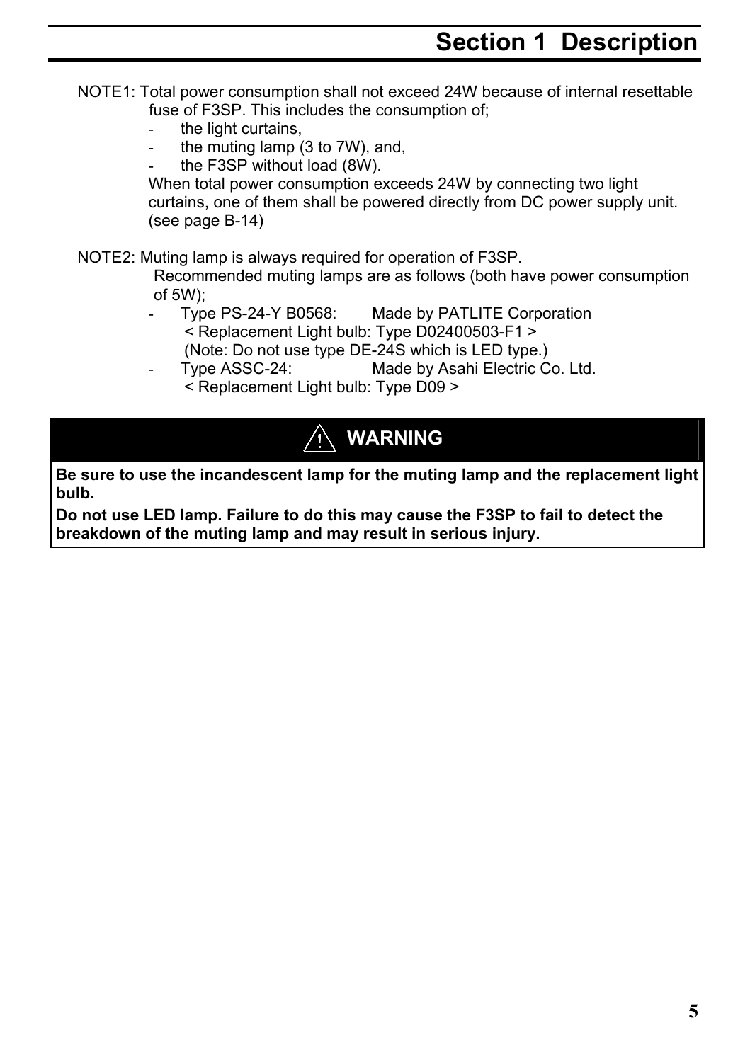NOTE1: Total power consumption shall not exceed 24W because of internal resettable fuse of F3SP. This includes the consumption of;

- the light curtains,
- the muting lamp (3 to 7W), and,
- the F3SP without load (8W).

When total power consumption exceeds 24W by connecting two light curtains, one of them shall be powered directly from DC power supply unit. (see page B-14)

NOTE2: Muting lamp is always required for operation of F3SP.
Recommended muting lamps are as follows (both have power consumption of 5W);

- Type PS-24-Y B0568: Made by PATLITE Corporation
  < Replacement Light bulb: Type D02400503-F1 >
  (Note: Do not use type DE-24S which is LED type.)
- Type ASSC-24: Made by Asahi Electric Co. Ltd.
  < Replacement Light bulb: Type D09 >

**⚠ WARNING**

**Be sure to use the incandescent lamp for the muting lamp and the replacement light bulb.**

**Do not use LED lamp. Failure to do this may cause the F3SP to fail to detect the breakdown of the muting lamp and may result in serious injury.**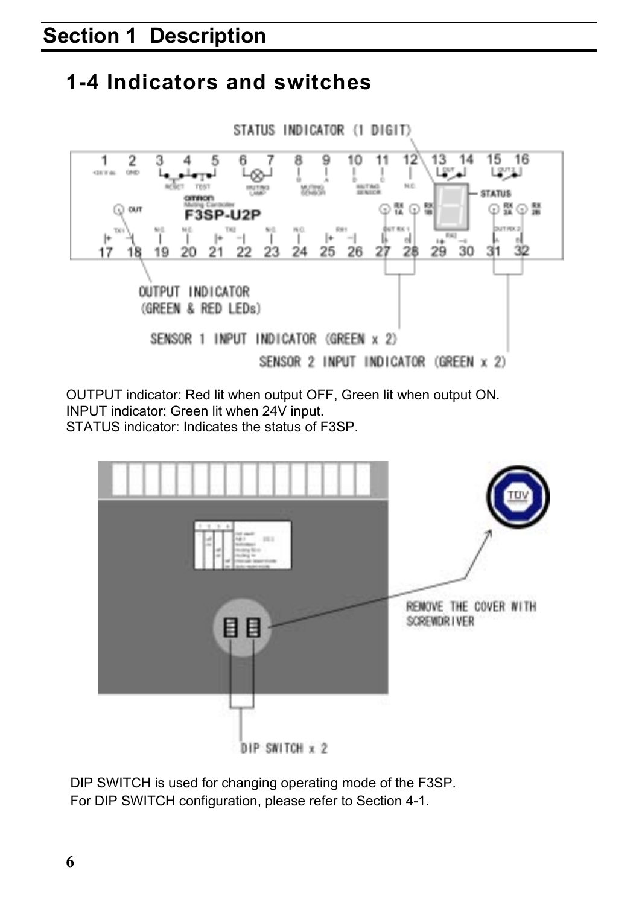# Section 1 Description

## 1-4 Indicators and switches

STATUS INDICATOR (1 DIGIT)

OUTPUT INDICATOR (GREEN & RED LEDs)

SENSOR 1 INPUT INDICATOR (GREEN x 2)

SENSOR 2 INPUT INDICATOR (GREEN x 2)

OUTPUT indicator: Red lit when output OFF, Green lit when output ON.
INPUT indicator: Green lit when 24V input.
STATUS indicator: Indicates the status of F3SP.

REMOVE THE COVER WITH SCREWDRIVER

DIP SWITCH x 2

DIP SWITCH is used for changing operating mode of the F3SP.
For DIP SWITCH configuration, please refer to Section 4-1.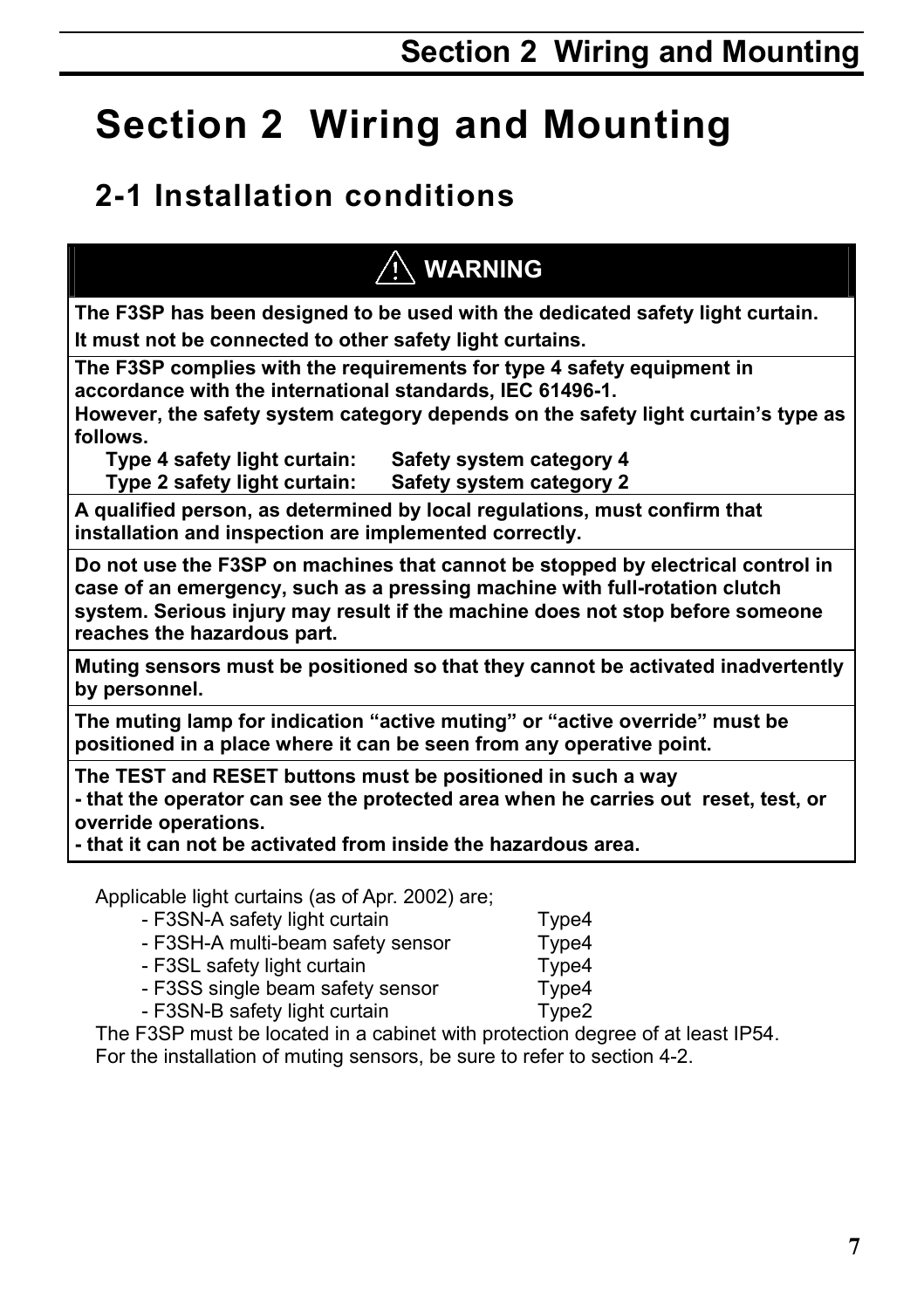# Section 2 Wiring and Mounting

## 2-1 Installation conditions

| ⚠ WARNING |
|---|
| **The F3SP has been designed to be used with the dedicated safety light curtain. It must not be connected to other safety light curtains.** |
| **The F3SP complies with the requirements for type 4 safety equipment in accordance with the international standards, IEC 61496-1. However, the safety system category depends on the safety light curtain's type as follows.**<br>**Type 4 safety light curtain: Safety system category 4**<br>**Type 2 safety light curtain: Safety system category 2** |
| **A qualified person, as determined by local regulations, must confirm that installation and inspection are implemented correctly.** |
| **Do not use the F3SP on machines that cannot be stopped by electrical control in case of an emergency, such as a pressing machine with full-rotation clutch system. Serious injury may result if the machine does not stop before someone reaches the hazardous part.** |
| **Muting sensors must be positioned so that they cannot be activated inadvertently by personnel.** |
| **The muting lamp for indication "active muting" or "active override" must be positioned in a place where it can be seen from any operative point.** |
| **The TEST and RESET buttons must be positioned in such a way**<br>**- that the operator can see the protected area when he carries out reset, test, or override operations.**<br>**- that it can not be activated from inside the hazardous area.** |

Applicable light curtains (as of Apr. 2002) are;

- F3SN-A safety light curtain Type4
- F3SH-A multi-beam safety sensor Type4
- F3SL safety light curtain Type4
- F3SS single beam safety sensor Type4
- F3SN-B safety light curtain Type2

The F3SP must be located in a cabinet with protection degree of at least IP54.
For the installation of muting sensors, be sure to refer to section 4-2.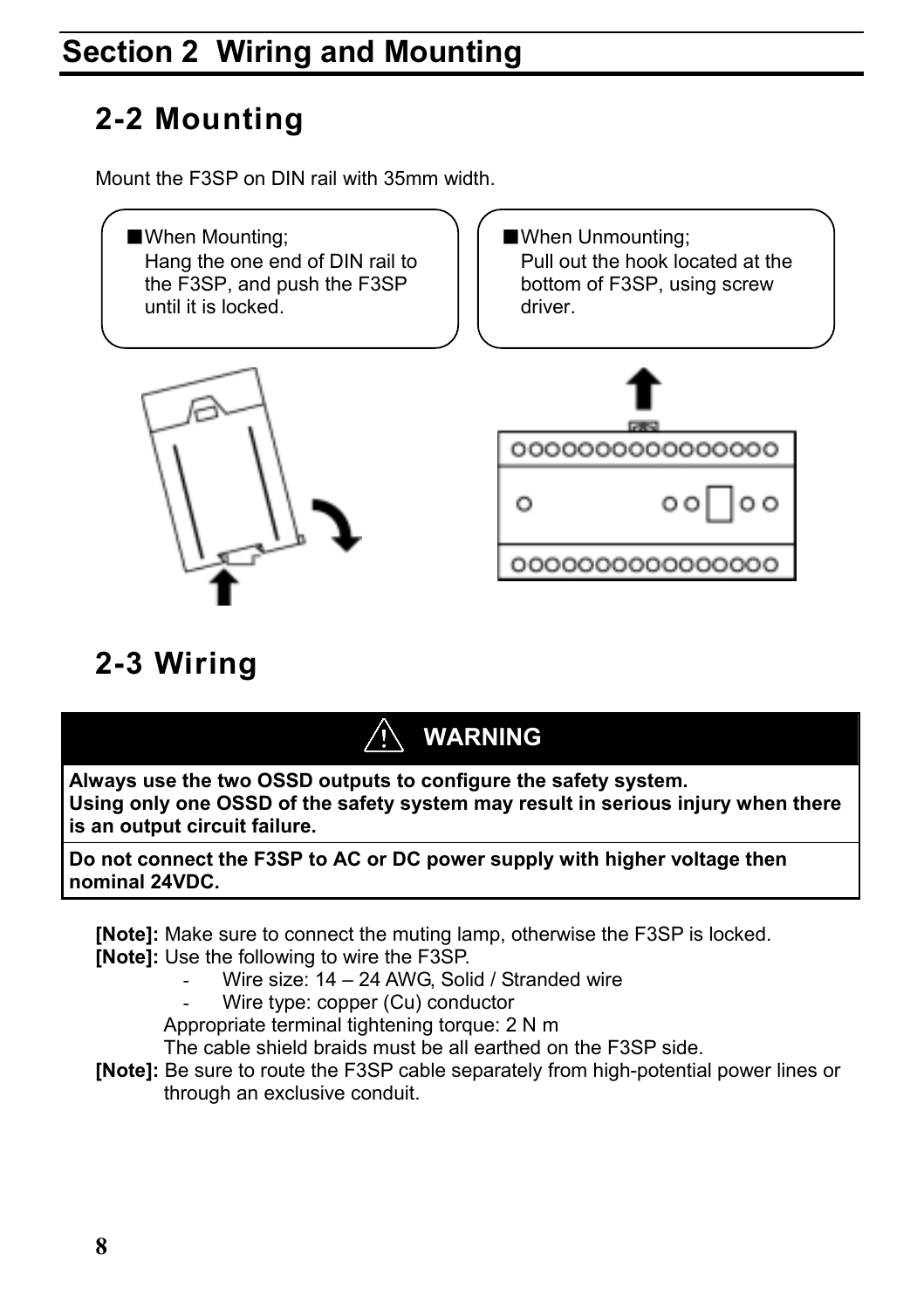# Section 2 Wiring and Mounting

## 2-2 Mounting

Mount the F3SP on DIN rail with 35mm width.

■When Mounting;
Hang the one end of DIN rail to the F3SP, and push the F3SP until it is locked.

■When Unmounting;
Pull out the hook located at the bottom of F3SP, using screw driver.

## 2-3 Wiring

**⚠ WARNING**

**Always use the two OSSD outputs to configure the safety system.**
**Using only one OSSD of the safety system may result in serious injury when there is an output circuit failure.**

**Do not connect the F3SP to AC or DC power supply with higher voltage then nominal 24VDC.**

**[Note]:** Make sure to connect the muting lamp, otherwise the F3SP is locked.
**[Note]:** Use the following to wire the F3SP.
- Wire size: 14 – 24 AWG, Solid / Stranded wire
- Wire type: copper (Cu) conductor

Appropriate terminal tightening torque: 2 N m
The cable shield braids must be all earthed on the F3SP side.

**[Note]:** Be sure to route the F3SP cable separately from high-potential power lines or through an exclusive conduit.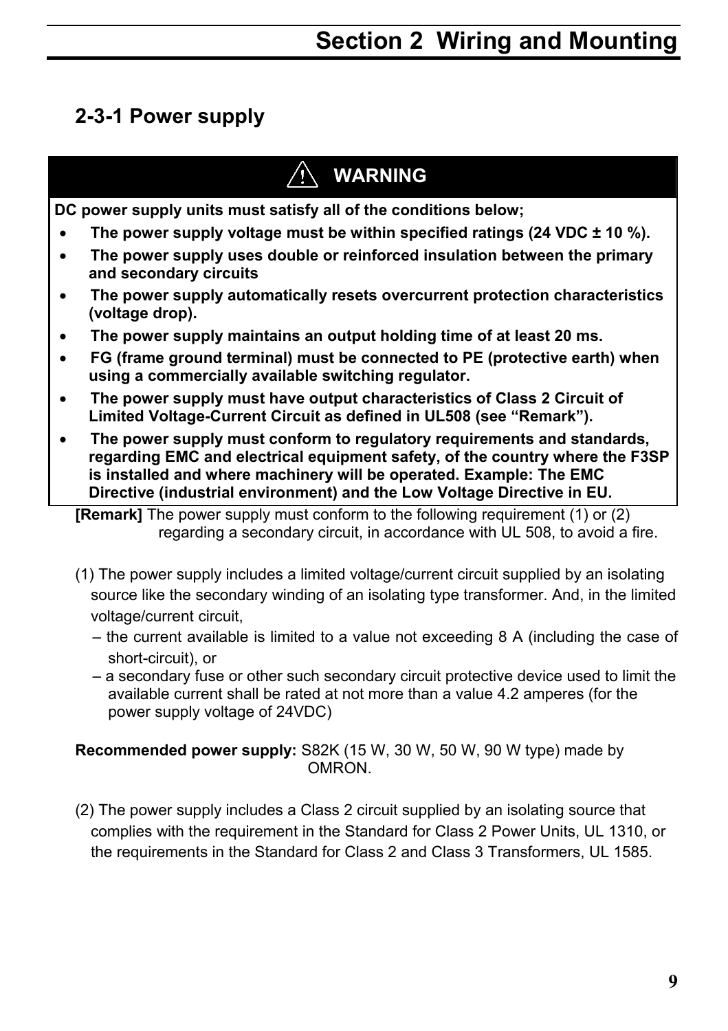# Section 2 Wiring and Mounting

## 2-3-1 Power supply

**⚠ WARNING**

**DC power supply units must satisfy all of the conditions below;**

- **The power supply voltage must be within specified ratings (24 VDC ± 10 %).**
- **The power supply uses double or reinforced insulation between the primary and secondary circuits**
- **The power supply automatically resets overcurrent protection characteristics (voltage drop).**
- **The power supply maintains an output holding time of at least 20 ms.**
- **FG (frame ground terminal) must be connected to PE (protective earth) when using a commercially available switching regulator.**
- **The power supply must have output characteristics of Class 2 Circuit of Limited Voltage-Current Circuit as defined in UL508 (see "Remark").**
- **The power supply must conform to regulatory requirements and standards, regarding EMC and electrical equipment safety, of the country where the F3SP is installed and where machinery will be operated. Example: The EMC Directive (industrial environment) and the Low Voltage Directive in EU.**

**[Remark]** The power supply must conform to the following requirement (1) or (2) regarding a secondary circuit, in accordance with UL 508, to avoid a fire.

(1) The power supply includes a limited voltage/current circuit supplied by an isolating source like the secondary winding of an isolating type transformer. And, in the limited voltage/current circuit,

– the current available is limited to a value not exceeding 8 A (including the case of short-circuit), or

– a secondary fuse or other such secondary circuit protective device used to limit the available current shall be rated at not more than a value 4.2 amperes (for the power supply voltage of 24VDC)

**Recommended power supply:** S82K (15 W, 30 W, 50 W, 90 W type) made by OMRON.

(2) The power supply includes a Class 2 circuit supplied by an isolating source that complies with the requirement in the Standard for Class 2 Power Units, UL 1310, or the requirements in the Standard for Class 2 and Class 3 Transformers, UL 1585.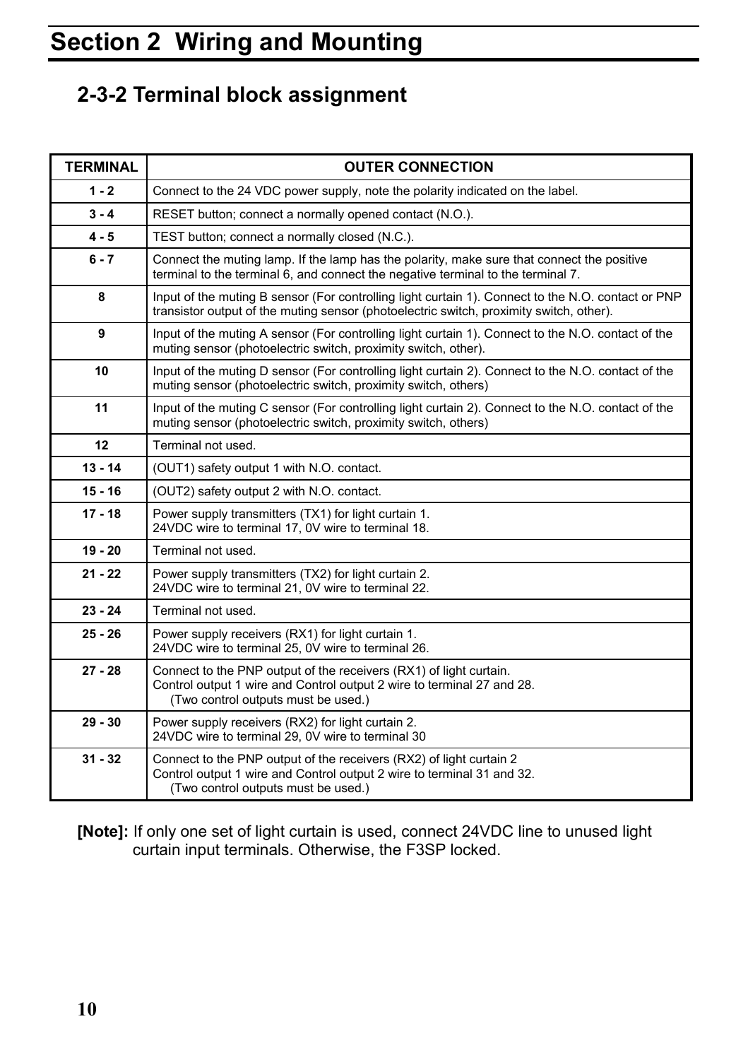# Section 2 Wiring and Mounting

## 2-3-2 Terminal block assignment

| TERMINAL | OUTER CONNECTION |
|---|---|
| 1 - 2 | Connect to the 24 VDC power supply, note the polarity indicated on the label. |
| 3 - 4 | RESET button; connect a normally opened contact (N.O.). |
| 4 - 5 | TEST button; connect a normally closed (N.C.). |
| 6 - 7 | Connect the muting lamp. If the lamp has the polarity, make sure that connect the positive terminal to the terminal 6, and connect the negative terminal to the terminal 7. |
| 8 | Input of the muting B sensor (For controlling light curtain 1). Connect to the N.O. contact or PNP transistor output of the muting sensor (photoelectric switch, proximity switch, other). |
| 9 | Input of the muting A sensor (For controlling light curtain 1). Connect to the N.O. contact of the muting sensor (photoelectric switch, proximity switch, other). |
| 10 | Input of the muting D sensor (For controlling light curtain 2). Connect to the N.O. contact of the muting sensor (photoelectric switch, proximity switch, others) |
| 11 | Input of the muting C sensor (For controlling light curtain 2). Connect to the N.O. contact of the muting sensor (photoelectric switch, proximity switch, others) |
| 12 | Terminal not used. |
| 13 - 14 | (OUT1) safety output 1 with N.O. contact. |
| 15 - 16 | (OUT2) safety output 2 with N.O. contact. |
| 17 - 18 | Power supply transmitters (TX1) for light curtain 1.<br>24VDC wire to terminal 17, 0V wire to terminal 18. |
| 19 - 20 | Terminal not used. |
| 21 - 22 | Power supply transmitters (TX2) for light curtain 2.<br>24VDC wire to terminal 21, 0V wire to terminal 22. |
| 23 - 24 | Terminal not used. |
| 25 - 26 | Power supply receivers (RX1) for light curtain 1.<br>24VDC wire to terminal 25, 0V wire to terminal 26. |
| 27 - 28 | Connect to the PNP output of the receivers (RX1) of light curtain.<br>Control output 1 wire and Control output 2 wire to terminal 27 and 28.<br>(Two control outputs must be used.) |
| 29 - 30 | Power supply receivers (RX2) for light curtain 2.<br>24VDC wire to terminal 29, 0V wire to terminal 30 |
| 31 - 32 | Connect to the PNP output of the receivers (RX2) of light curtain 2<br>Control output 1 wire and Control output 2 wire to terminal 31 and 32.<br>(Two control outputs must be used.) |

**[Note]:** If only one set of light curtain is used, connect 24VDC line to unused light curtain input terminals. Otherwise, the F3SP locked.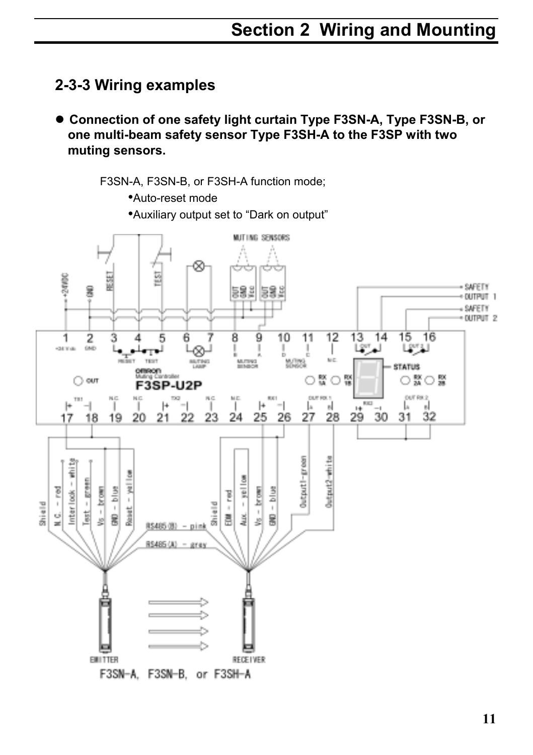## 2-3-3 Wiring examples

- **Connection of one safety light curtain Type F3SN-A, Type F3SN-B, or one multi-beam safety sensor Type F3SH-A to the F3SP with two muting sensors.**

F3SN-A, F3SN-B, or F3SH-A function mode;

- Auto-reset mode
- Auxiliary output set to "Dark on output"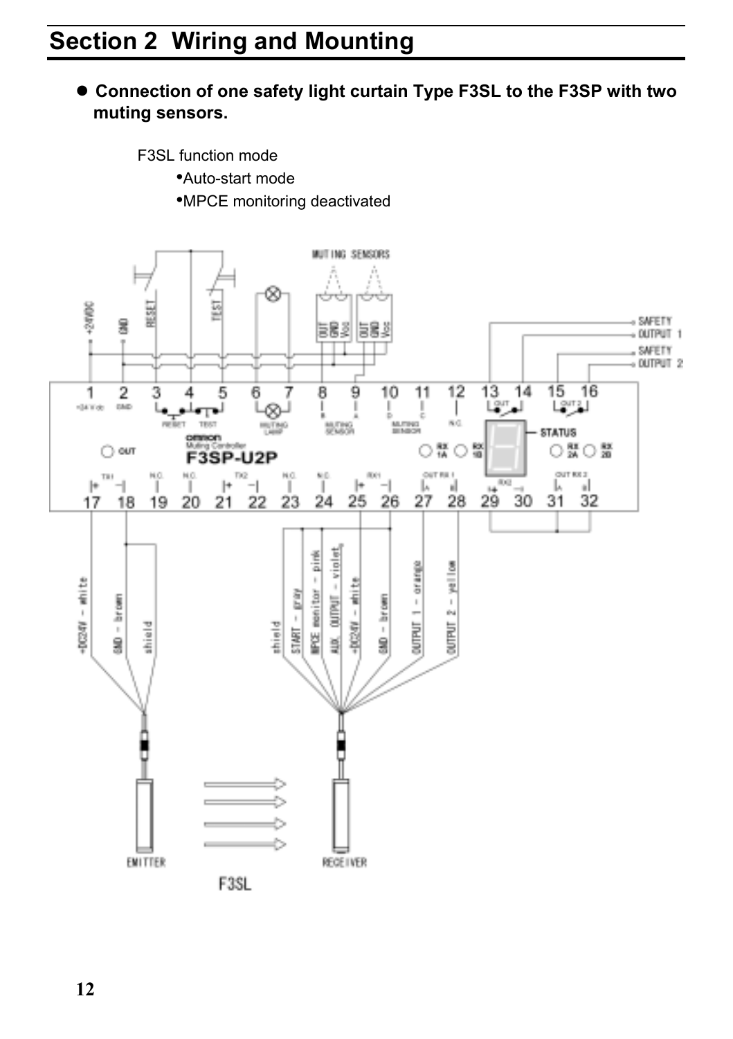# Section 2 Wiring and Mounting

- **Connection of one safety light curtain Type F3SL to the F3SP with two muting sensors.**

F3SL function mode

- •Auto-start mode
- •MPCE monitoring deactivated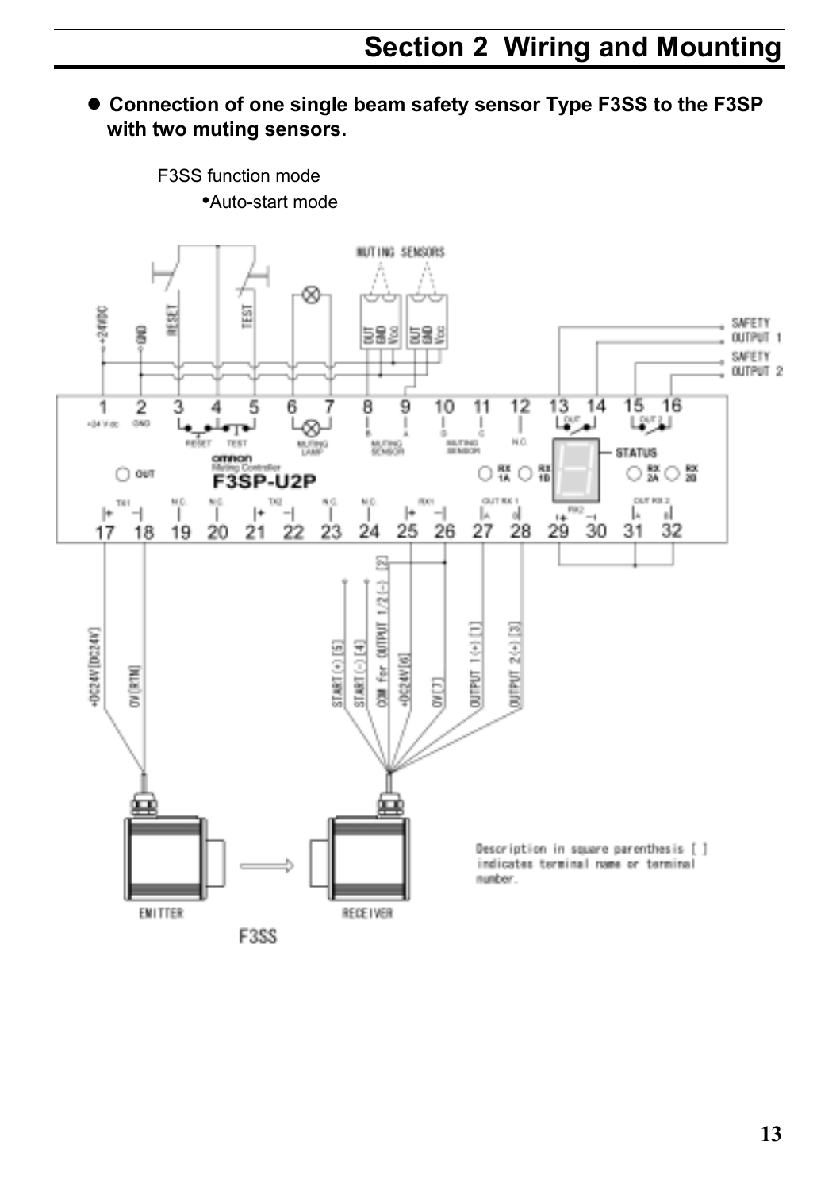- **Connection of one single beam safety sensor Type F3SS to the F3SP with two muting sensors.**

F3SS function mode

- Auto-start mode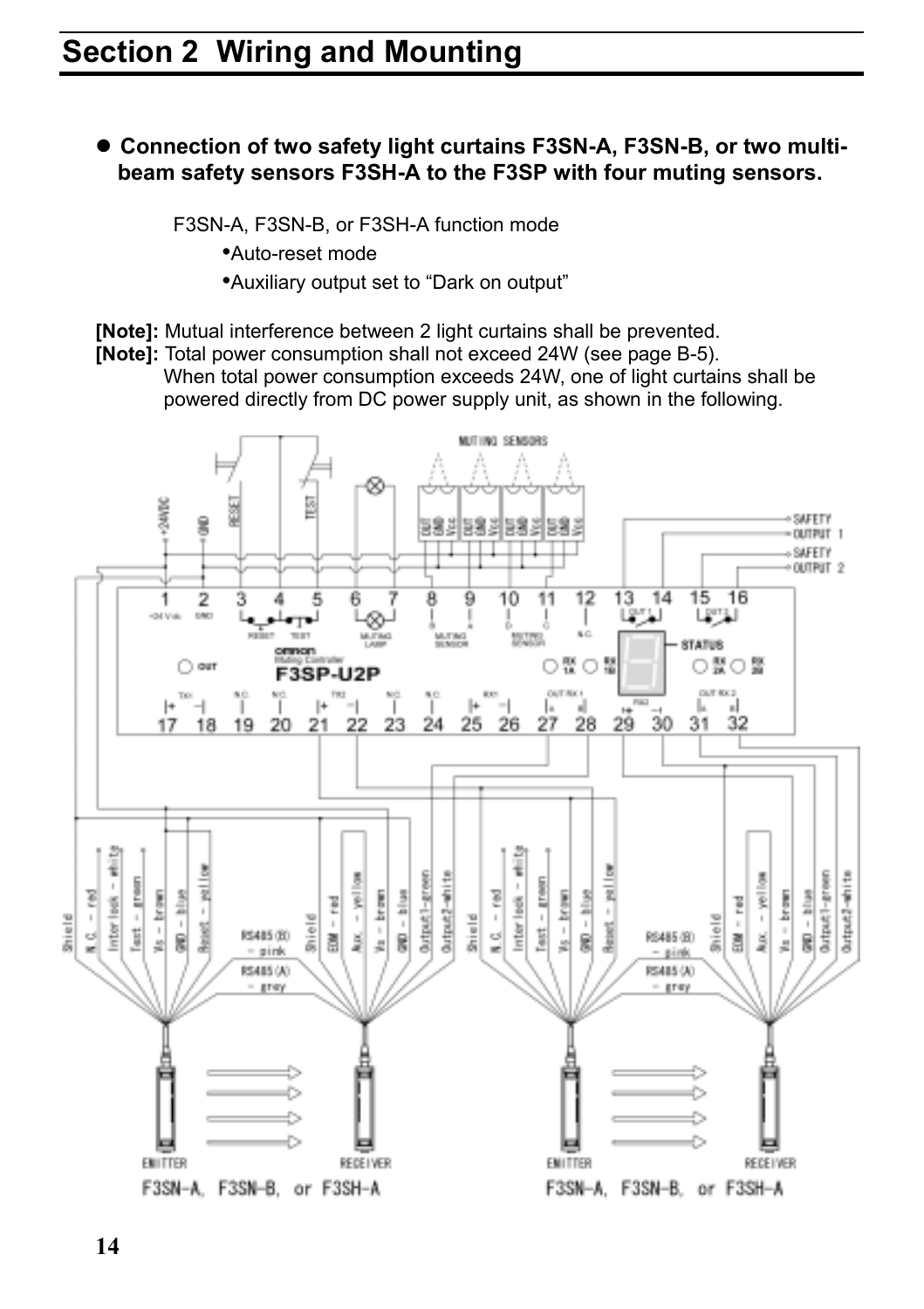# Section 2 Wiring and Mounting

- **Connection of two safety light curtains F3SN-A, F3SN-B, or two multi-beam safety sensors F3SH-A to the F3SP with four muting sensors.**

F3SN-A, F3SN-B, or F3SH-A function mode

- Auto-reset mode
- Auxiliary output set to "Dark on output"

**[Note]:** Mutual interference between 2 light curtains shall be prevented.

**[Note]:** Total power consumption shall not exceed 24W (see page B-5).
When total power consumption exceeds 24W, one of light curtains shall be powered directly from DC power supply unit, as shown in the following.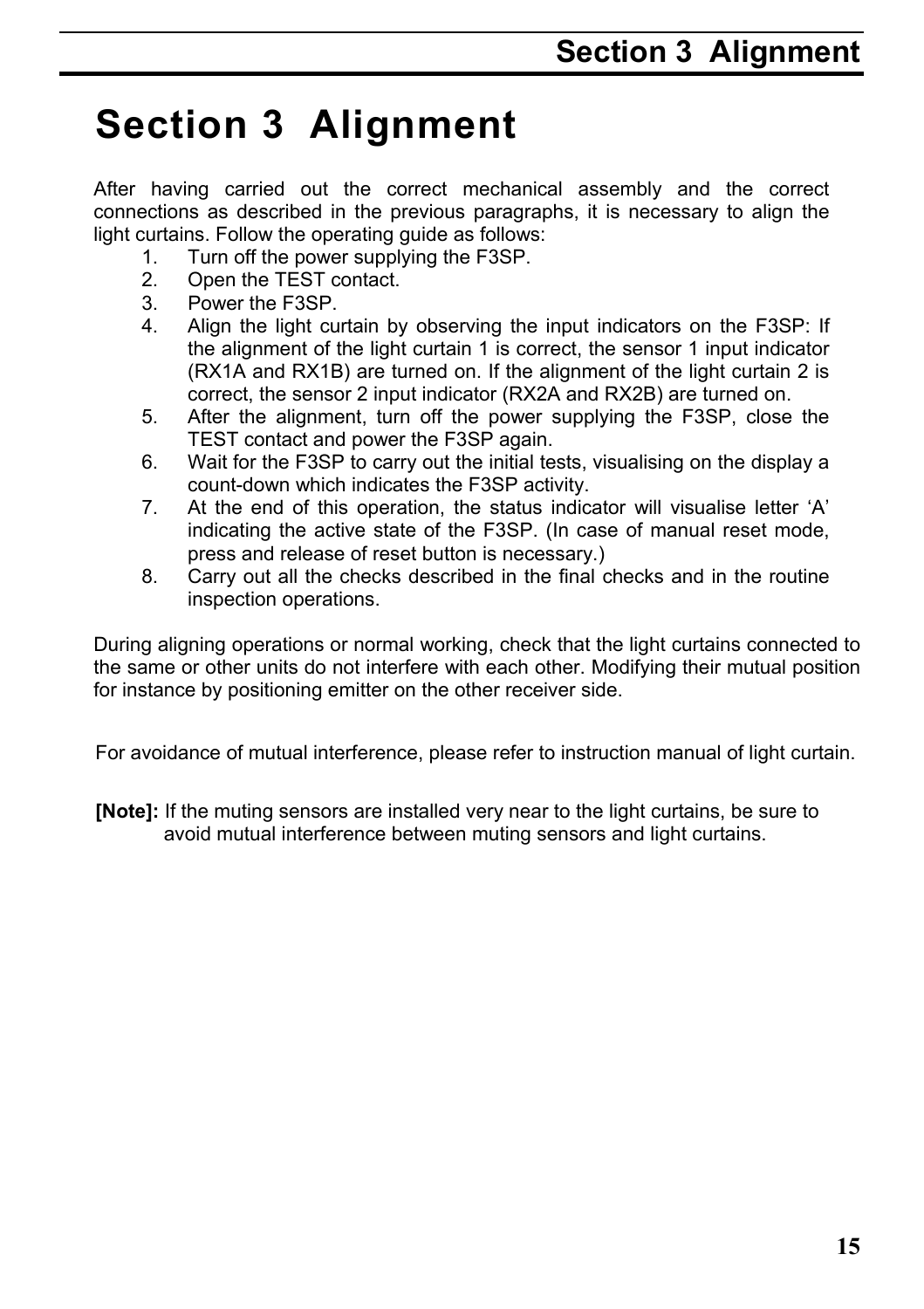# Section 3 Alignment

After having carried out the correct mechanical assembly and the correct connections as described in the previous paragraphs, it is necessary to align the light curtains. Follow the operating guide as follows:

1. Turn off the power supplying the F3SP.
2. Open the TEST contact.
3. Power the F3SP.
4. Align the light curtain by observing the input indicators on the F3SP: If the alignment of the light curtain 1 is correct, the sensor 1 input indicator (RX1A and RX1B) are turned on. If the alignment of the light curtain 2 is correct, the sensor 2 input indicator (RX2A and RX2B) are turned on.
5. After the alignment, turn off the power supplying the F3SP, close the TEST contact and power the F3SP again.
6. Wait for the F3SP to carry out the initial tests, visualising on the display a count-down which indicates the F3SP activity.
7. At the end of this operation, the status indicator will visualise letter 'A' indicating the active state of the F3SP. (In case of manual reset mode, press and release of reset button is necessary.)
8. Carry out all the checks described in the final checks and in the routine inspection operations.

During aligning operations or normal working, check that the light curtains connected to the same or other units do not interfere with each other. Modifying their mutual position for instance by positioning emitter on the other receiver side.

For avoidance of mutual interference, please refer to instruction manual of light curtain.

**[Note]:** If the muting sensors are installed very near to the light curtains, be sure to avoid mutual interference between muting sensors and light curtains.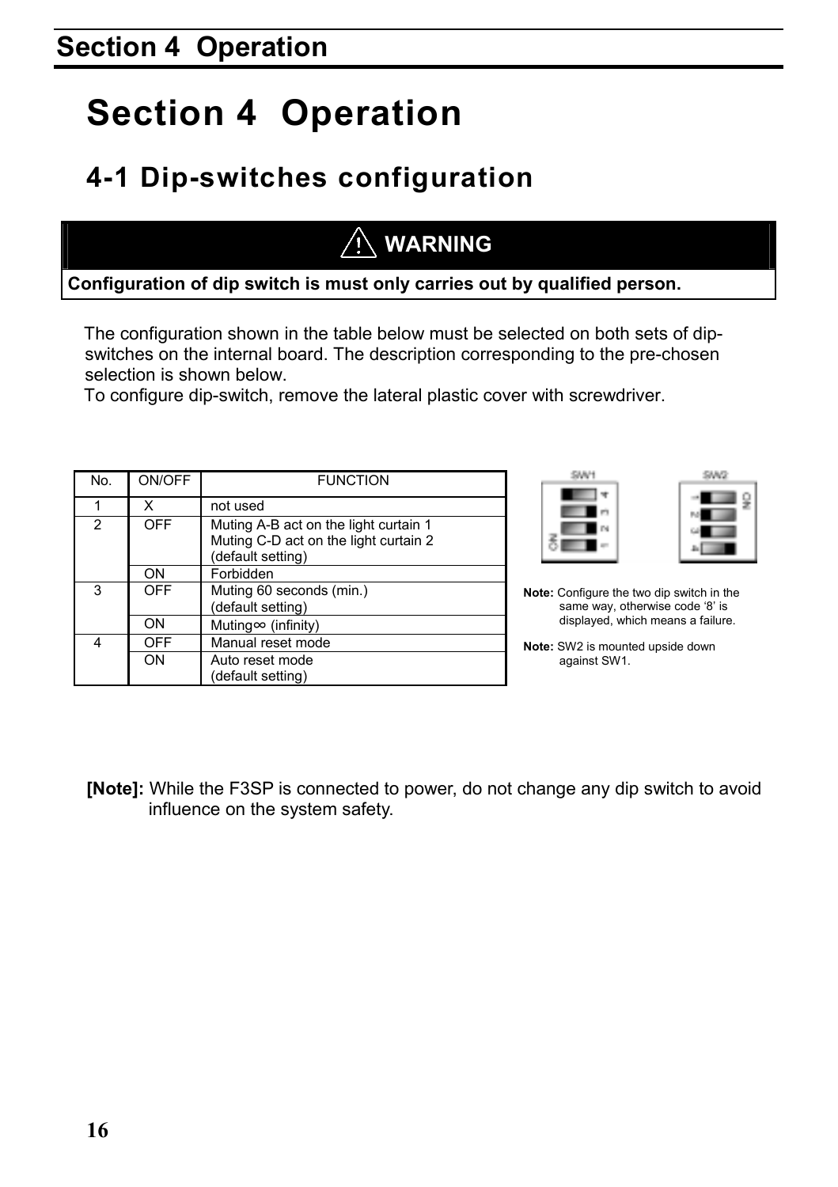# Section 4 Operation

## 4-1 Dip-switches configuration

**⚠ WARNING**

**Configuration of dip switch is must only carries out by qualified person.**

The configuration shown in the table below must be selected on both sets of dip-switches on the internal board. The description corresponding to the pre-chosen selection is shown below.
To configure dip-switch, remove the lateral plastic cover with screwdriver.

| No. | ON/OFF | FUNCTION |
|---|---|---|
| 1 | X | not used |
| 2 | OFF | Muting A-B act on the light curtain 1<br>Muting C-D act on the light curtain 2<br>(default setting) |
| | ON | Forbidden |
| 3 | OFF | Muting 60 seconds (min.)<br>(default setting) |
| | ON | Muting∞ (infinity) |
| 4 | OFF | Manual reset mode |
| | ON | Auto reset mode<br>(default setting) |

SW1 SW2

**Note:** Configure the two dip switch in the same way, otherwise code '8' is displayed, which means a failure.

**Note:** SW2 is mounted upside down against SW1.

**[Note]:** While the F3SP is connected to power, do not change any dip switch to avoid influence on the system safety.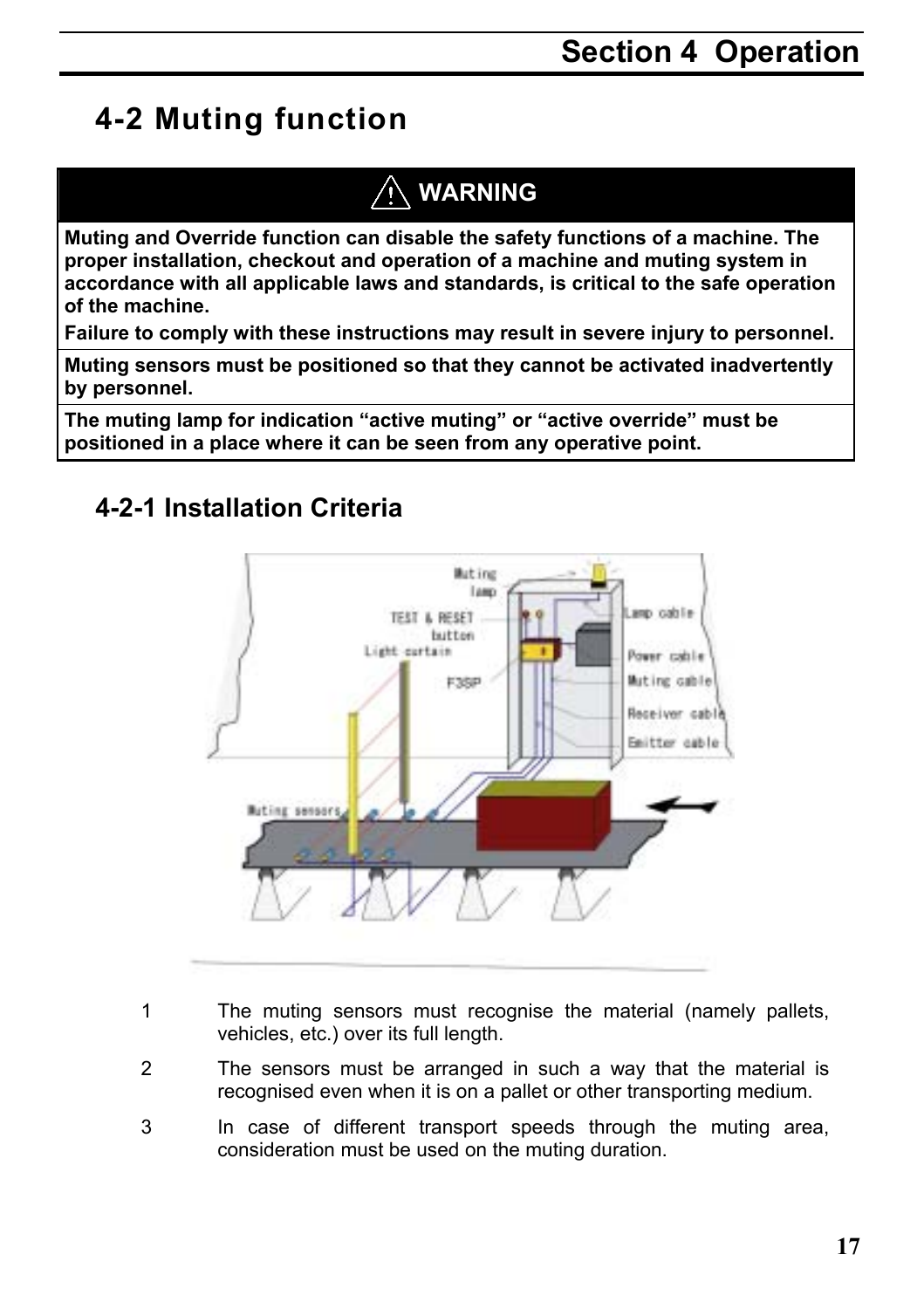## 4-2 Muting function

**⚠ WARNING**

**Muting and Override function can disable the safety functions of a machine. The proper installation, checkout and operation of a machine and muting system in accordance with all applicable laws and standards, is critical to the safe operation of the machine.**

**Failure to comply with these instructions may result in severe injury to personnel.**

**Muting sensors must be positioned so that they cannot be activated inadvertently by personnel.**

**The muting lamp for indication "active muting" or "active override" must be positioned in a place where it can be seen from any operative point.**

### 4-2-1 Installation Criteria

1. The muting sensors must recognise the material (namely pallets, vehicles, etc.) over its full length.
2. The sensors must be arranged in such a way that the material is recognised even when it is on a pallet or other transporting medium.
3. In case of different transport speeds through the muting area, consideration must be used on the muting duration.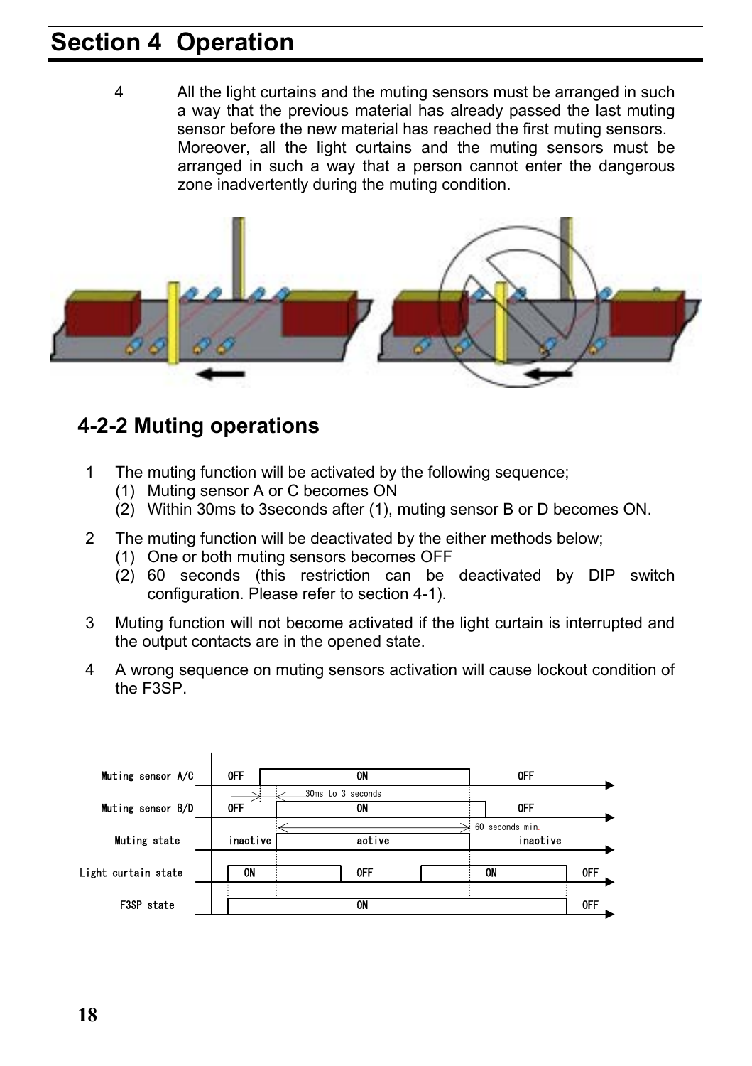# Section 4 Operation

4 All the light curtains and the muting sensors must be arranged in such a way that the previous material has already passed the last muting sensor before the new material has reached the first muting sensors. Moreover, all the light curtains and the muting sensors must be arranged in such a way that a person cannot enter the dangerous zone inadvertently during the muting condition.

## 4-2-2 Muting operations

1 The muting function will be activated by the following sequence;
   (1) Muting sensor A or C becomes ON
   (2) Within 30ms to 3seconds after (1), muting sensor B or D becomes ON.

2 The muting function will be deactivated by the either methods below;
   (1) One or both muting sensors becomes OFF
   (2) 60 seconds (this restriction can be deactivated by DIP switch configuration. Please refer to section 4-1).

3 Muting function will not become activated if the light curtain is interrupted and the output contacts are in the opened state.

4 A wrong sequence on muting sensors activation will cause lockout condition of the F3SP.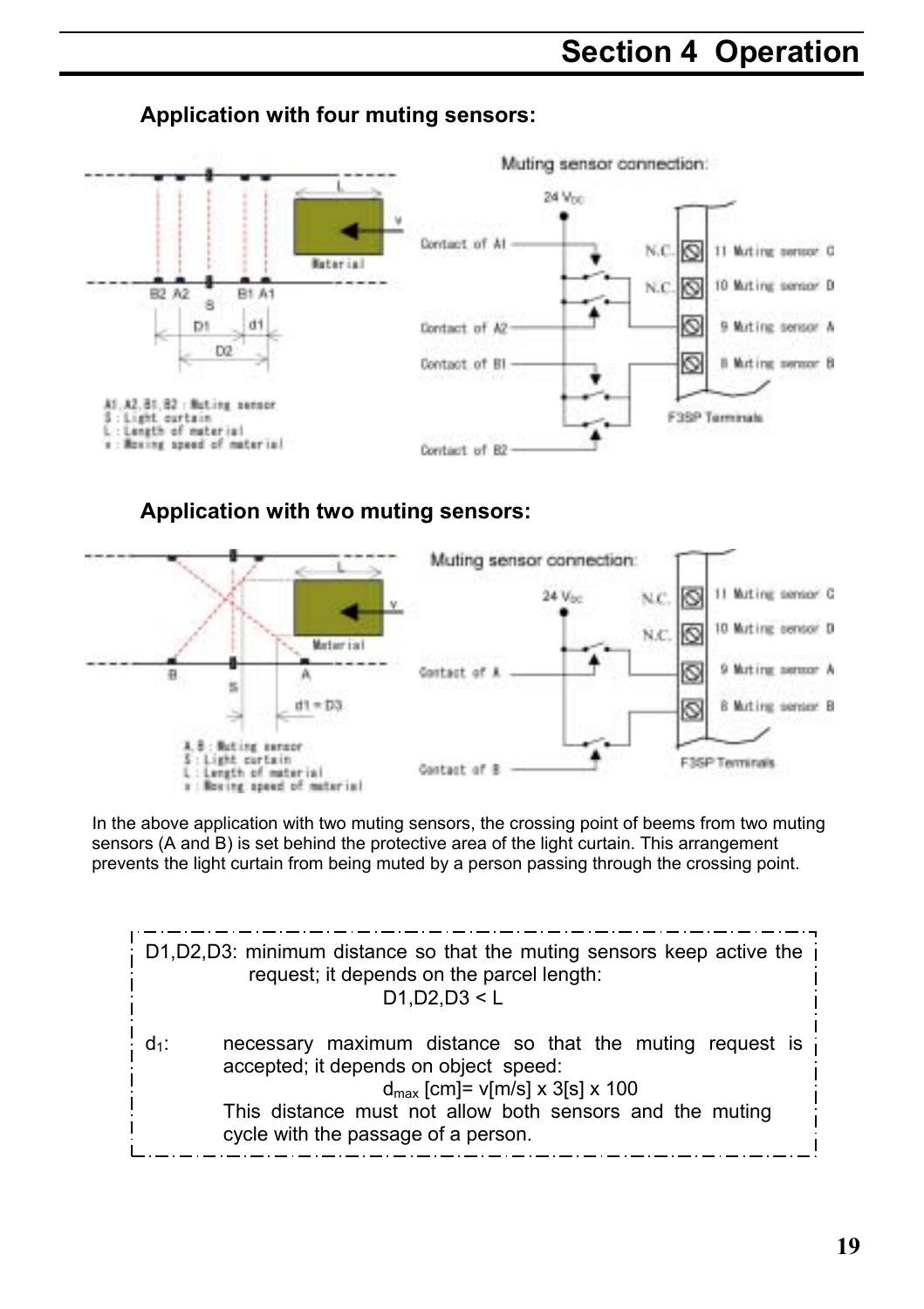### Application with four muting sensors:

### Application with two muting sensors:

In the above application with two muting sensors, the crossing point of beems from two muting sensors (A and B) is set behind the protective area of the light curtain. This arrangement prevents the light curtain from being muted by a person passing through the crossing point.

D1,D2,D3: minimum distance so that the muting sensors keep active the request; it depends on the parcel length:

$$D1, D2, D3 < L$$

$d_1$: necessary maximum distance so that the muting request is accepted; it depends on object speed:

$$d_{max}\,[cm] = v[m/s] \times 3[s] \times 100$$

This distance must not allow both sensors and the muting cycle with the passage of a person.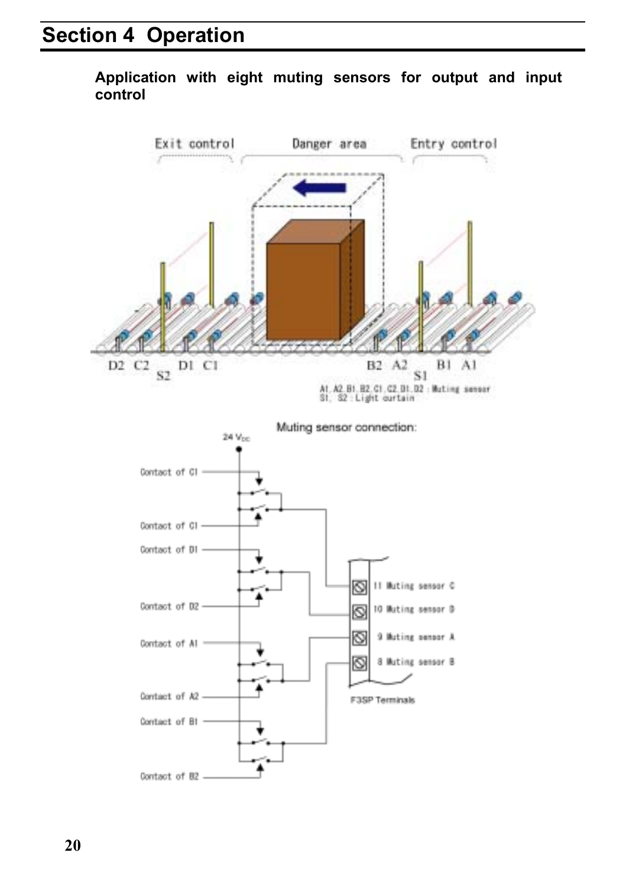# Section 4 Operation

**Application with eight muting sensors for output and input control**

Exit control　　Danger area　　Entry control

D2 C2 S2 D1 C1　　B2 A2 S1 B1 A1

A1, A2, B1, B2, C1, C2, D1, D2 : Muting sensor
S1, S2 : Light curtain

Muting sensor connection:

24 $V_{DC}$

Contact of C1

Contact of C1

Contact of D1

Contact of D2

Contact of A1

Contact of A2

Contact of B1

Contact of B2

11 Muting sensor C

10 Muting sensor D

9 Muting sensor A

8 Muting sensor B

F3SP Terminals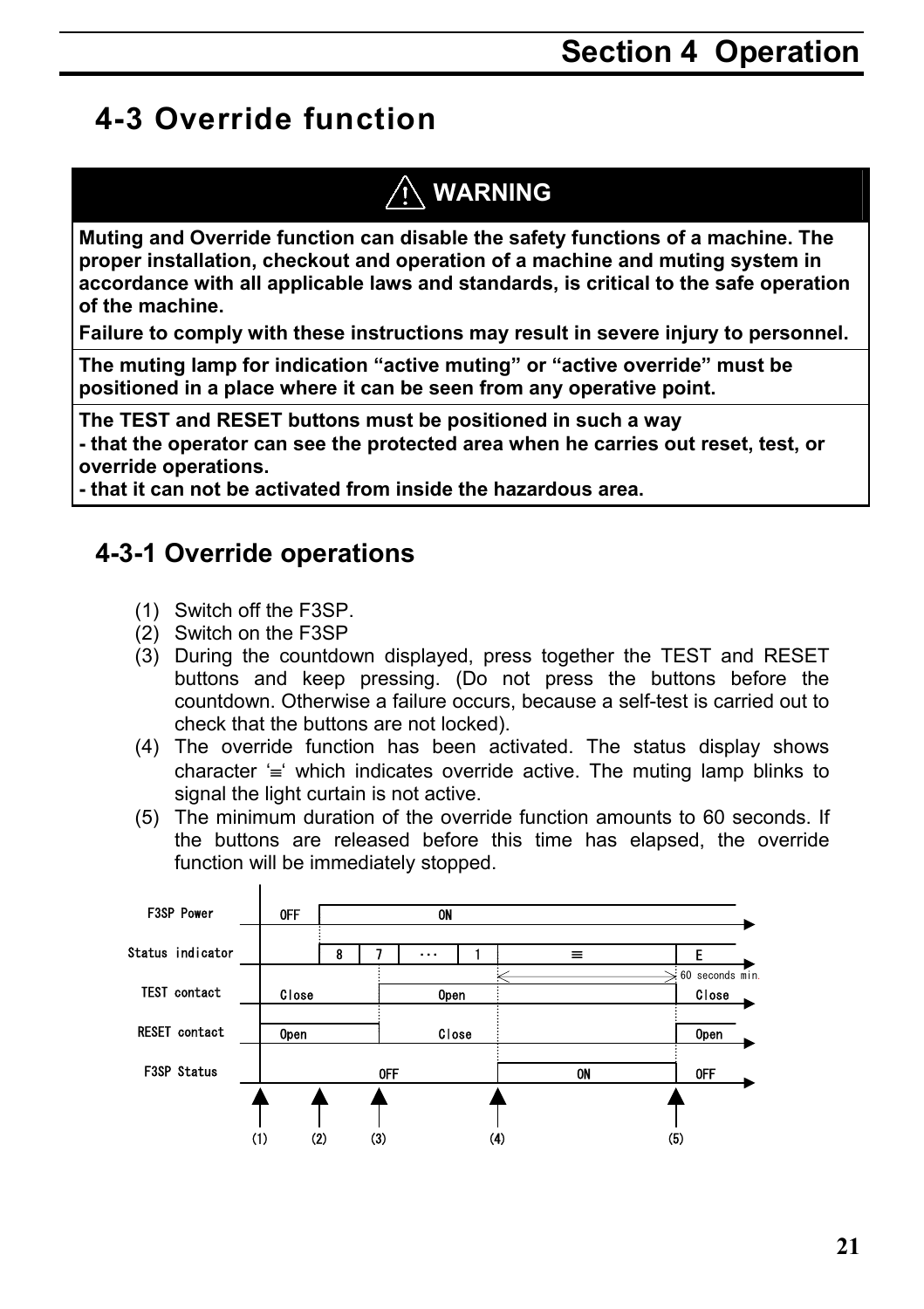# 4-3 Override function

| ⚠ WARNING |
|---|
| **Muting and Override function can disable the safety functions of a machine. The proper installation, checkout and operation of a machine and muting system in accordance with all applicable laws and standards, is critical to the safe operation of the machine.**<br>**Failure to comply with these instructions may result in severe injury to personnel.** |
| **The muting lamp for indication "active muting" or "active override" must be positioned in a place where it can be seen from any operative point.** |
| **The TEST and RESET buttons must be positioned in such a way**<br>**- that the operator can see the protected area when he carries out reset, test, or override operations.**<br>**- that it can not be activated from inside the hazardous area.** |

## 4-3-1 Override operations

(1) Switch off the F3SP.
(2) Switch on the F3SP
(3) During the countdown displayed, press together the TEST and RESET buttons and keep pressing. (Do not press the buttons before the countdown. Otherwise a failure occurs, because a self-test is carried out to check that the buttons are not locked).
(4) The override function has been activated. The status display shows character '≡' which indicates override active. The muting lamp blinks to signal the light curtain is not active.
(5) The minimum duration of the override function amounts to 60 seconds. If the buttons are released before this time has elapsed, the override function will be immediately stopped.

| | (1) | (2) | (3) | (4) | (5) |
|---|---|---|---|---|---|
| F3SP Power | OFF | ON | ON | ON | ON |
| Status indicator | | 8 | 7 ··· 1 | ≡ (60 seconds min.) | E |
| TEST contact | Close | Close | Open | Open | Close |
| RESET contact | Open | Open | Close | Close | Open |
| F3SP Status | OFF | OFF | OFF | ON | OFF |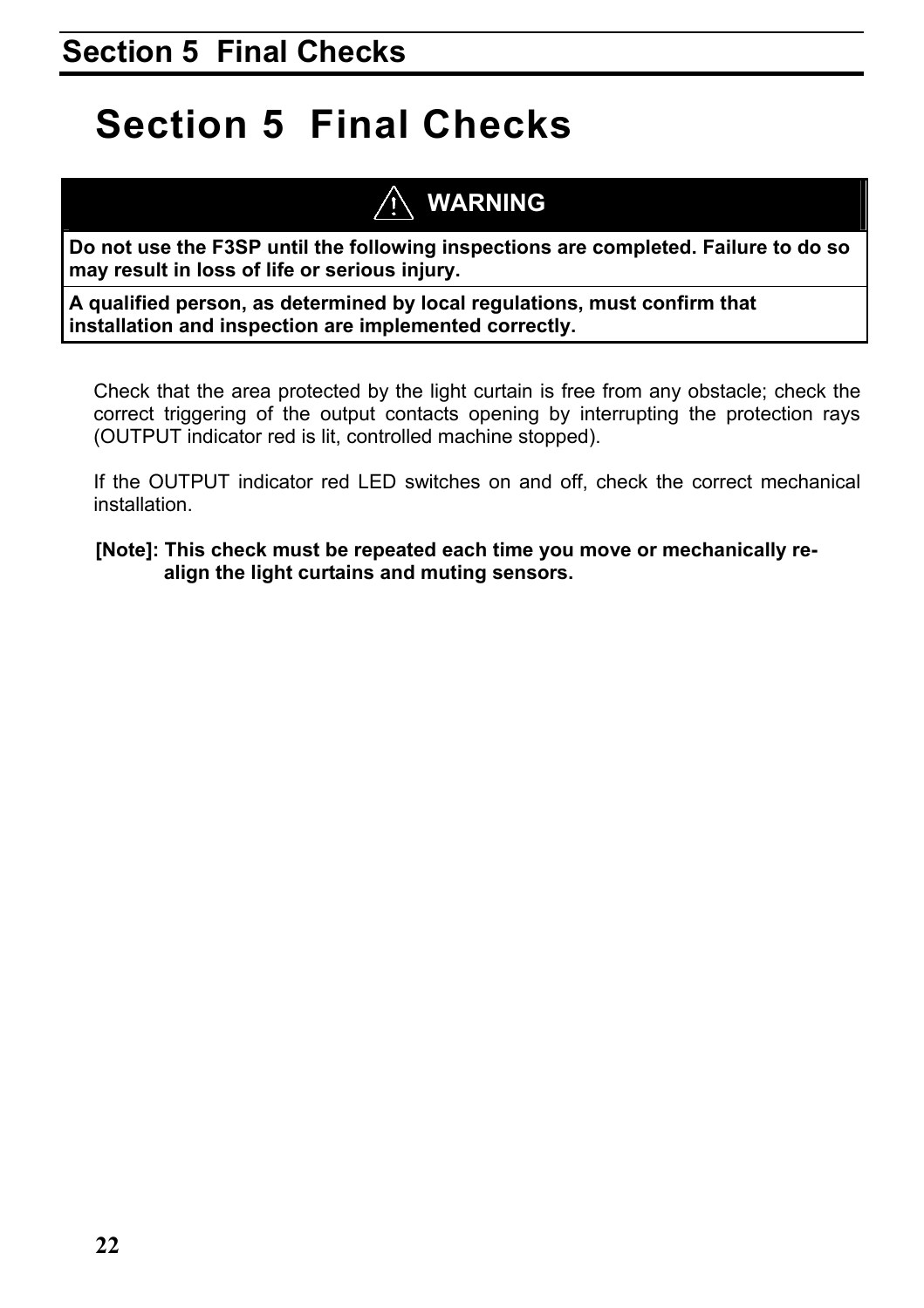# Section 5 Final Checks

**⚠ WARNING**

**Do not use the F3SP until the following inspections are completed. Failure to do so may result in loss of life or serious injury.**

**A qualified person, as determined by local regulations, must confirm that installation and inspection are implemented correctly.**

Check that the area protected by the light curtain is free from any obstacle; check the correct triggering of the output contacts opening by interrupting the protection rays (OUTPUT indicator red is lit, controlled machine stopped).

If the OUTPUT indicator red LED switches on and off, check the correct mechanical installation.

**[Note]: This check must be repeated each time you move or mechanically re-align the light curtains and muting sensors.**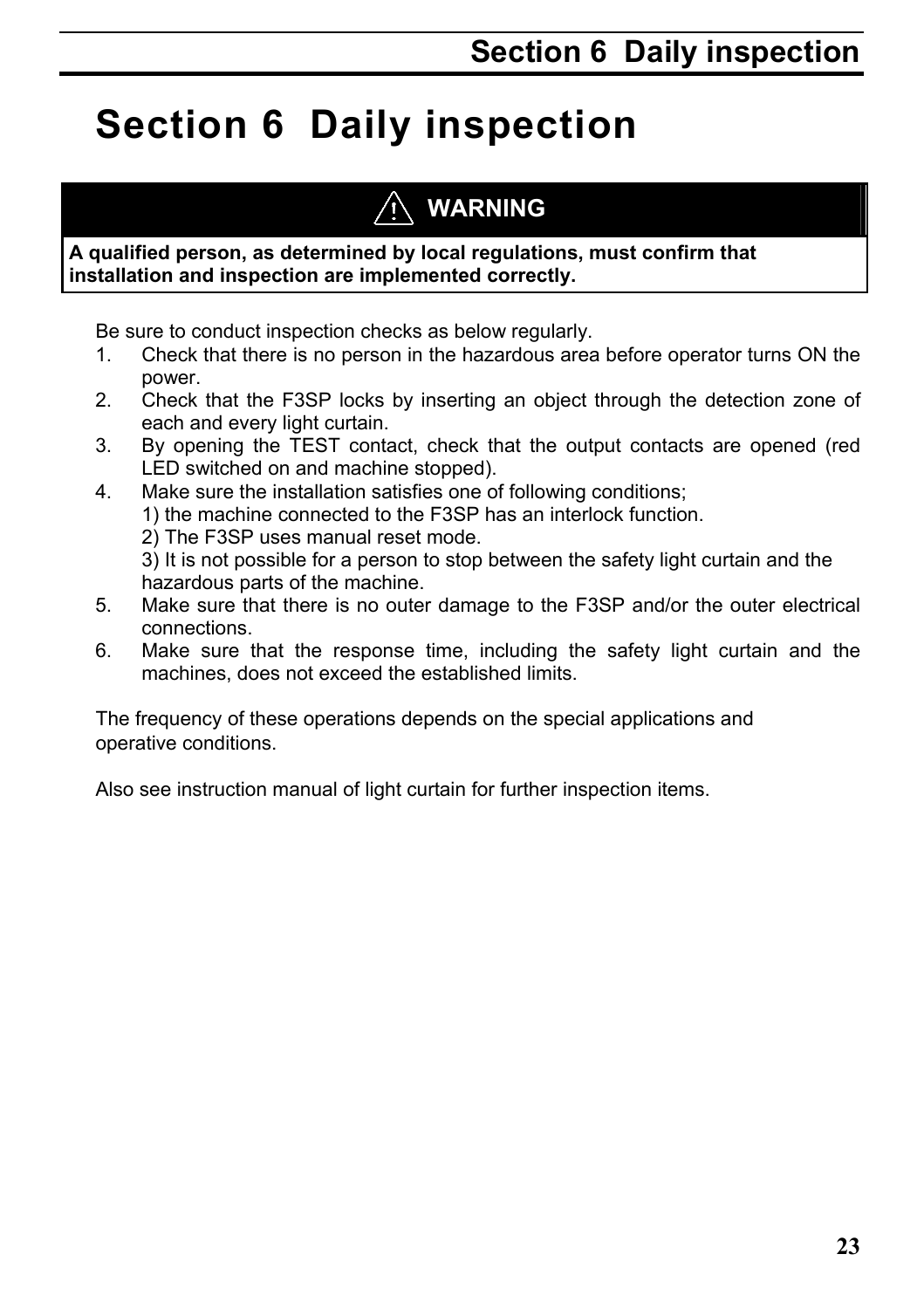# Section 6  Daily inspection

**⚠ WARNING**

**A qualified person, as determined by local regulations, must confirm that installation and inspection are implemented correctly.**

Be sure to conduct inspection checks as below regularly.

1. Check that there is no person in the hazardous area before operator turns ON the power.
2. Check that the F3SP locks by inserting an object through the detection zone of each and every light curtain.
3. By opening the TEST contact, check that the output contacts are opened (red LED switched on and machine stopped).
4. Make sure the installation satisfies one of following conditions;
   1) the machine connected to the F3SP has an interlock function.
   2) The F3SP uses manual reset mode.
   3) It is not possible for a person to stop between the safety light curtain and the hazardous parts of the machine.
5. Make sure that there is no outer damage to the F3SP and/or the outer electrical connections.
6. Make sure that the response time, including the safety light curtain and the machines, does not exceed the established limits.

The frequency of these operations depends on the special applications and operative conditions.

Also see instruction manual of light curtain for further inspection items.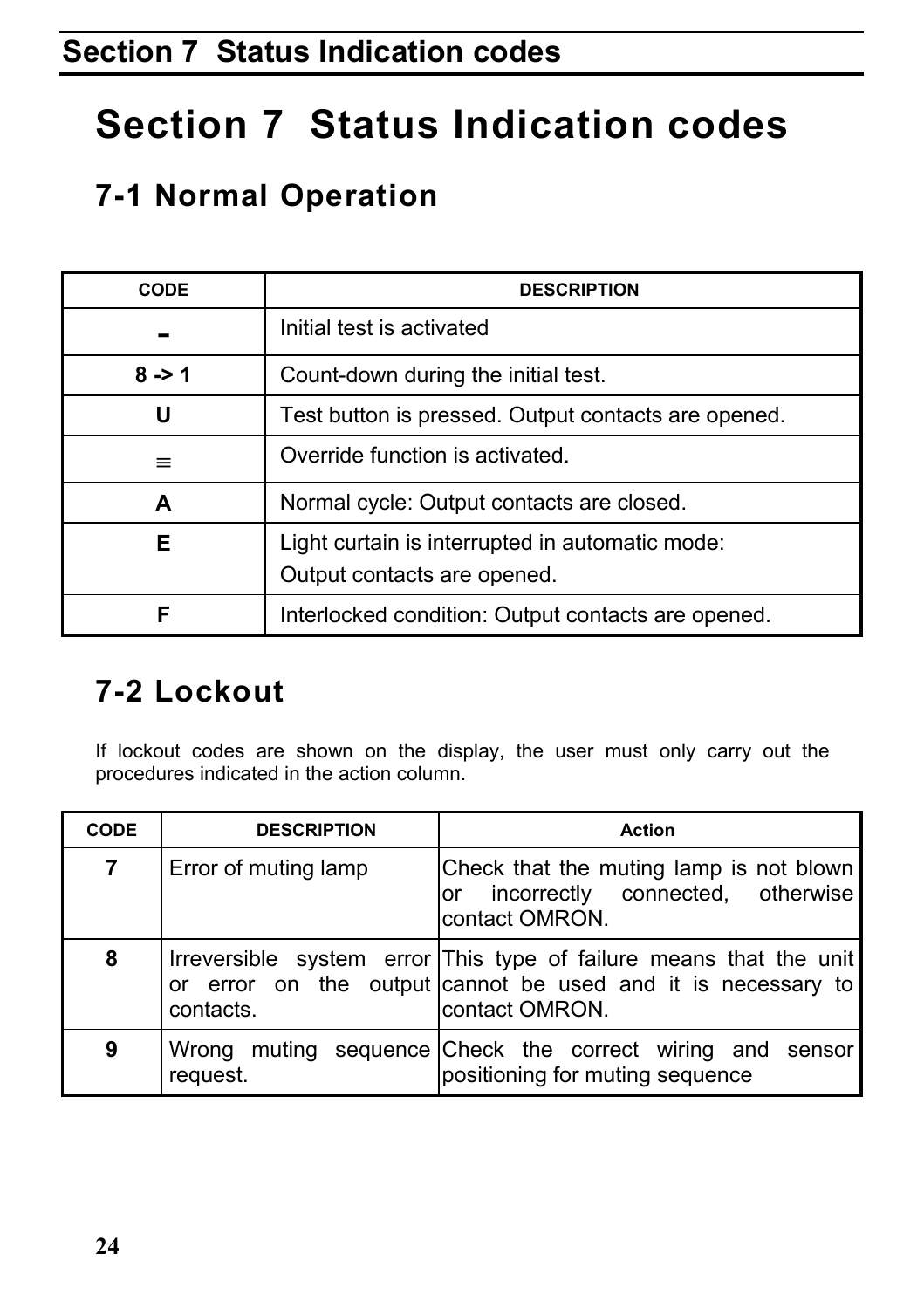# Section 7 Status Indication codes

## 7-1 Normal Operation

| CODE | DESCRIPTION |
|---|---|
| **-** | Initial test is activated |
| **8 -> 1** | Count-down during the initial test. |
| **U** | Test button is pressed. Output contacts are opened. |
| ≡ | Override function is activated. |
| **A** | Normal cycle: Output contacts are closed. |
| **E** | Light curtain is interrupted in automatic mode:<br>Output contacts are opened. |
| **F** | Interlocked condition: Output contacts are opened. |

## 7-2 Lockout

If lockout codes are shown on the display, the user must only carry out the procedures indicated in the action column.

| CODE | DESCRIPTION | Action |
|---|---|---|
| **7** | Error of muting lamp | Check that the muting lamp is not blown or incorrectly connected, otherwise contact OMRON. |
| **8** | Irreversible system error or error on the output contacts. | This type of failure means that the unit cannot be used and it is necessary to contact OMRON. |
| **9** | Wrong muting sequence request. | Check the correct wiring and sensor positioning for muting sequence |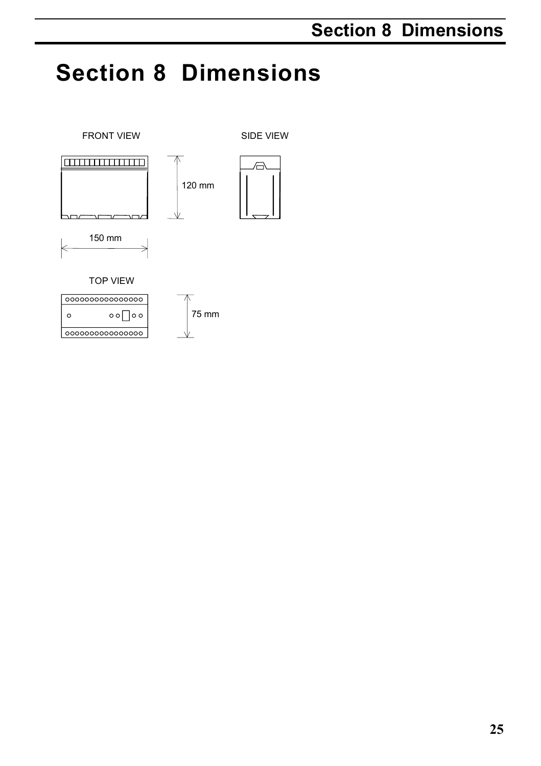# Section 8 Dimensions

FRONT VIEW

SIDE VIEW

120 mm

150 mm

TOP VIEW

75 mm